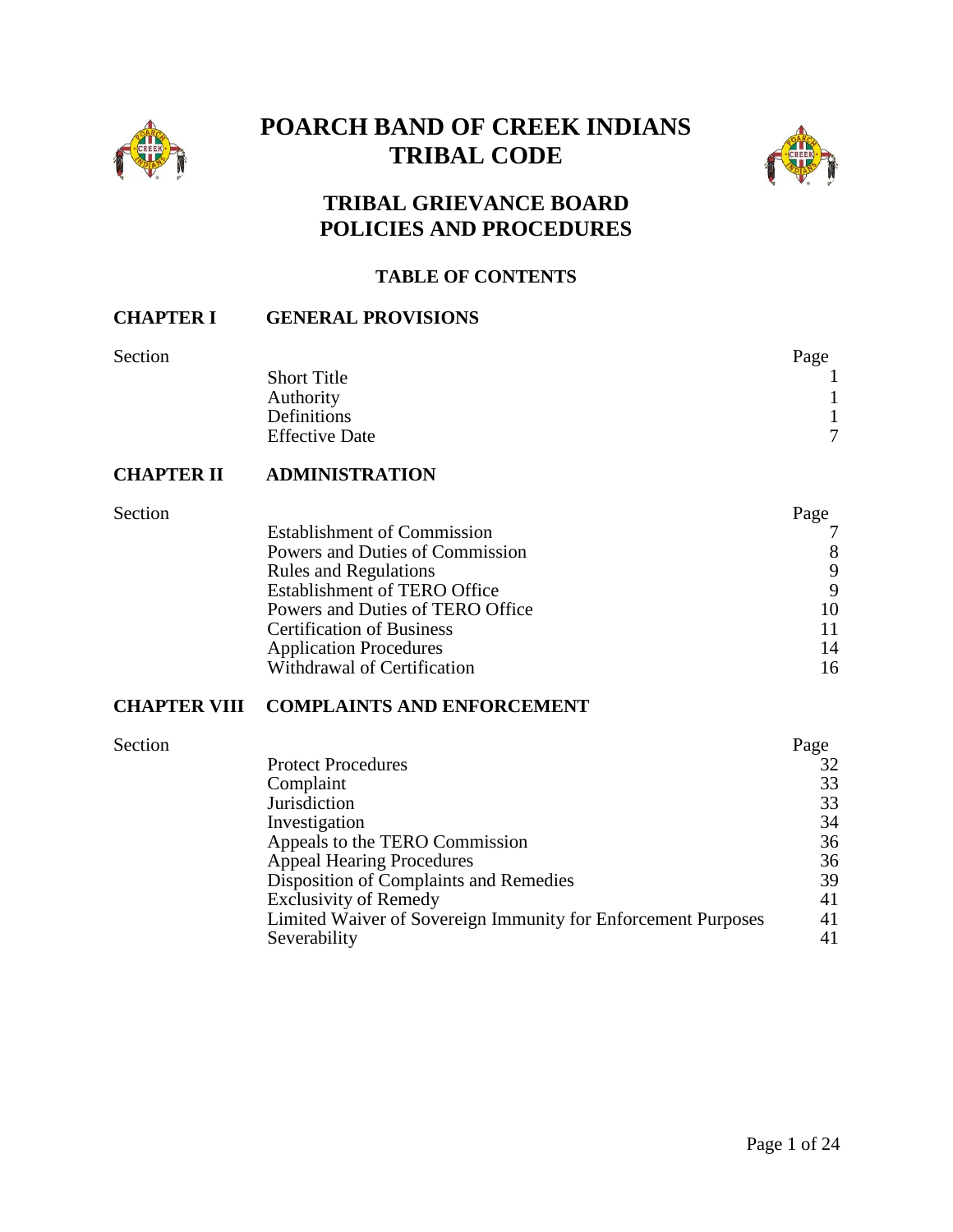# POARCH BAND OF CREEK INDIANS TRIBAL CODE

## TRIBAL GRIEVANCE BOARD POLICIES AND PROCEDURES

### TABLE OF CONTENTS

**CHAPTER I GENERAL PROVISIONS**

| Section | | Page |
|---|---|---|
| | Short Title | 1 |
| | Authority | 1 |
| | Definitions | 1 |
| | Effective Date | 7 |

**CHAPTER II ADMINISTRATION**

| Section | | Page |
|---|---|---|
| | Establishment of Commission | 7 |
| | Powers and Duties of Commission | 8 |
| | Rules and Regulations | 9 |
| | Establishment of TERO Office | 9 |
| | Powers and Duties of TERO Office | 10 |
| | Certification of Business | 11 |
| | Application Procedures | 14 |
| | Withdrawal of Certification | 16 |

**CHAPTER VIII COMPLAINTS AND ENFORCEMENT**

| Section | | Page |
|---|---|---|
| | Protect Procedures | 32 |
| | Complaint | 33 |
| | Jurisdiction | 33 |
| | Investigation | 34 |
| | Appeals to the TERO Commission | 36 |
| | Appeal Hearing Procedures | 36 |
| | Disposition of Complaints and Remedies | 39 |
| | Exclusivity of Remedy | 41 |
| | Limited Waiver of Sovereign Immunity for Enforcement Purposes | 41 |
| | Severability | 41 |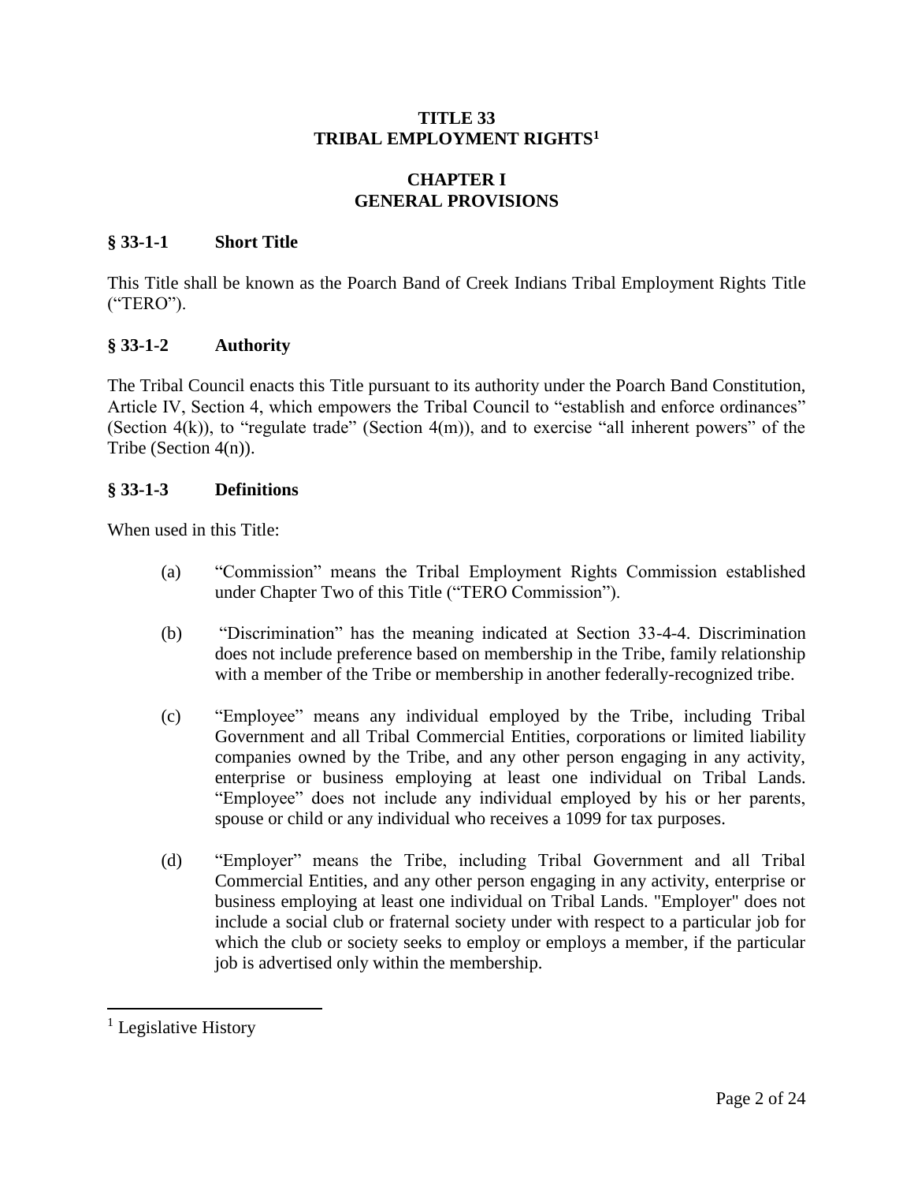# TITLE 33
# TRIBAL EMPLOYMENT RIGHTS[1]

## CHAPTER I
## GENERAL PROVISIONS

### § 33-1-1 Short Title

This Title shall be known as the Poarch Band of Creek Indians Tribal Employment Rights Title ("TERO").

### § 33-1-2 Authority

The Tribal Council enacts this Title pursuant to its authority under the Poarch Band Constitution, Article IV, Section 4, which empowers the Tribal Council to "establish and enforce ordinances" (Section 4(k)), to "regulate trade" (Section 4(m)), and to exercise "all inherent powers" of the Tribe (Section 4(n)).

### § 33-1-3 Definitions

When used in this Title:

(a) "Commission" means the Tribal Employment Rights Commission established under Chapter Two of this Title ("TERO Commission").

(b) "Discrimination" has the meaning indicated at Section 33-4-4. Discrimination does not include preference based on membership in the Tribe, family relationship with a member of the Tribe or membership in another federally-recognized tribe.

(c) "Employee" means any individual employed by the Tribe, including Tribal Government and all Tribal Commercial Entities, corporations or limited liability companies owned by the Tribe, and any other person engaging in any activity, enterprise or business employing at least one individual on Tribal Lands. "Employee" does not include any individual employed by his or her parents, spouse or child or any individual who receives a 1099 for tax purposes.

(d) "Employer" means the Tribe, including Tribal Government and all Tribal Commercial Entities, and any other person engaging in any activity, enterprise or business employing at least one individual on Tribal Lands. "Employer" does not include a social club or fraternal society under with respect to a particular job for which the club or society seeks to employ or employs a member, if the particular job is advertised only within the membership.

---

[1] Legislative History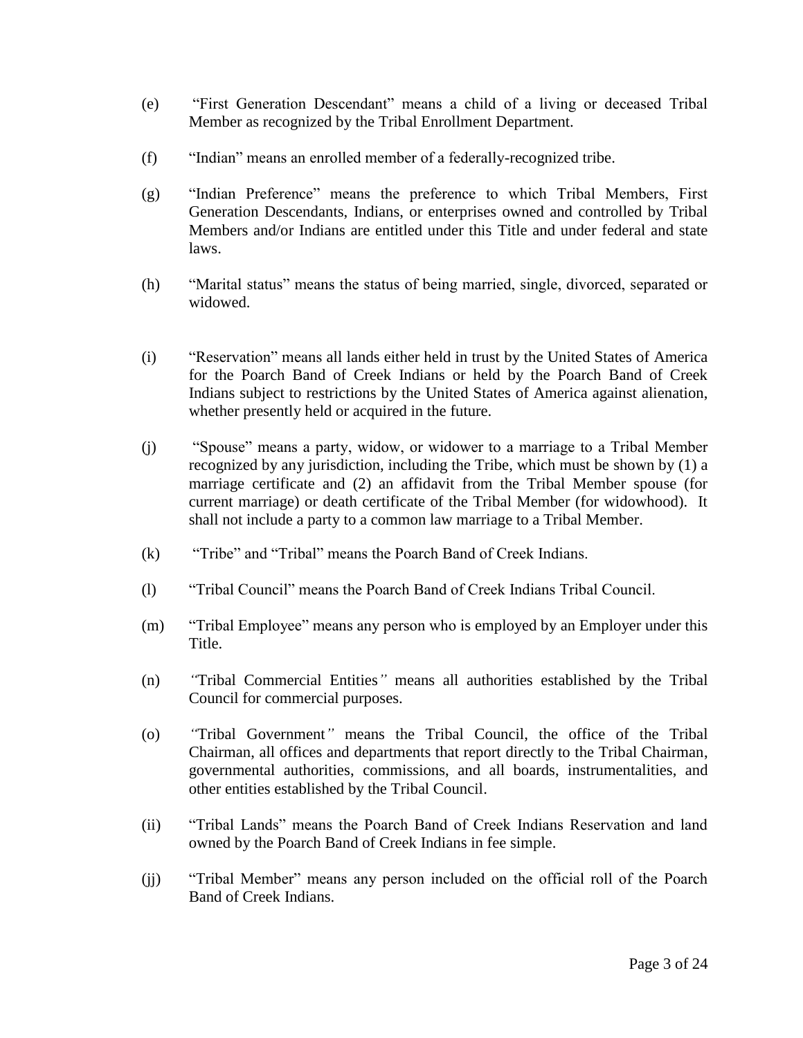(e) "First Generation Descendant" means a child of a living or deceased Tribal Member as recognized by the Tribal Enrollment Department.

(f) "Indian" means an enrolled member of a federally-recognized tribe.

(g) "Indian Preference" means the preference to which Tribal Members, First Generation Descendants, Indians, or enterprises owned and controlled by Tribal Members and/or Indians are entitled under this Title and under federal and state laws.

(h) "Marital status" means the status of being married, single, divorced, separated or widowed.

(i) "Reservation" means all lands either held in trust by the United States of America for the Poarch Band of Creek Indians or held by the Poarch Band of Creek Indians subject to restrictions by the United States of America against alienation, whether presently held or acquired in the future.

(j) "Spouse" means a party, widow, or widower to a marriage to a Tribal Member recognized by any jurisdiction, including the Tribe, which must be shown by (1) a marriage certificate and (2) an affidavit from the Tribal Member spouse (for current marriage) or death certificate of the Tribal Member (for widowhood). It shall not include a party to a common law marriage to a Tribal Member.

(k) "Tribe" and "Tribal" means the Poarch Band of Creek Indians.

(l) "Tribal Council" means the Poarch Band of Creek Indians Tribal Council.

(m) "Tribal Employee" means any person who is employed by an Employer under this Title.

(n) "Tribal Commercial Entities" means all authorities established by the Tribal Council for commercial purposes.

(o) "Tribal Government" means the Tribal Council, the office of the Tribal Chairman, all offices and departments that report directly to the Tribal Chairman, governmental authorities, commissions, and all boards, instrumentalities, and other entities established by the Tribal Council.

(ii) "Tribal Lands" means the Poarch Band of Creek Indians Reservation and land owned by the Poarch Band of Creek Indians in fee simple.

(jj) "Tribal Member" means any person included on the official roll of the Poarch Band of Creek Indians.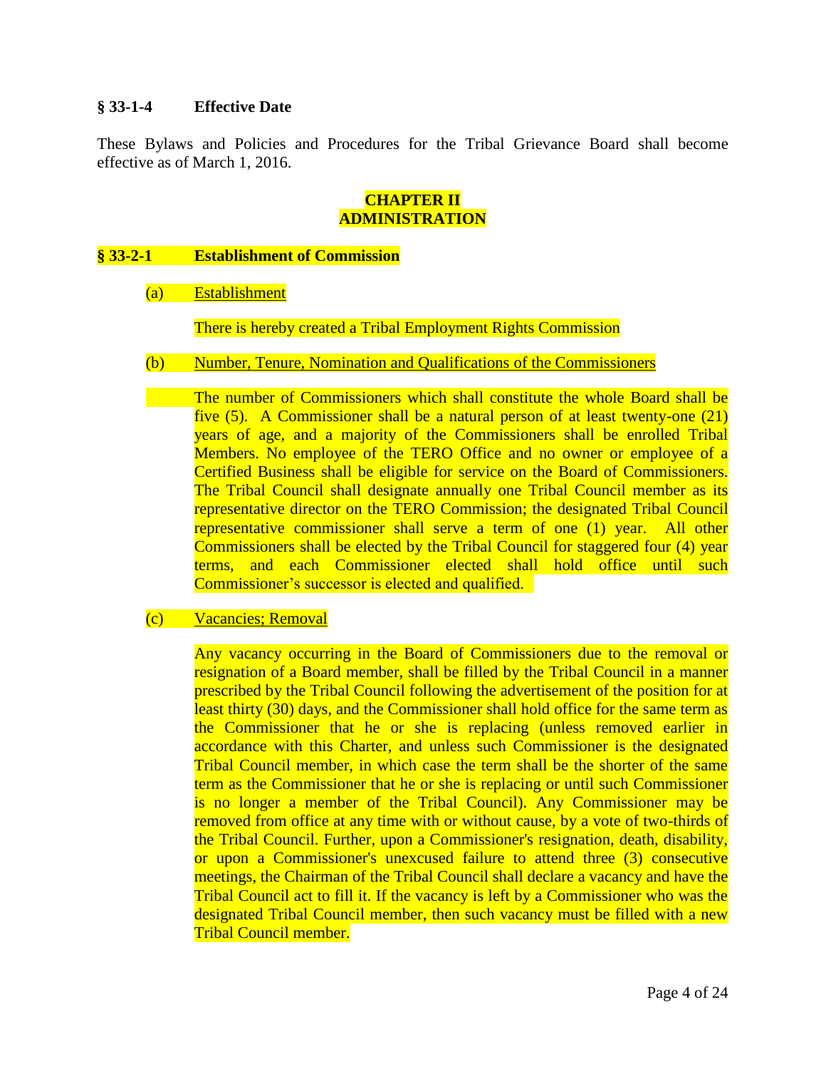### § 33-1-4 Effective Date

These Bylaws and Policies and Procedures for the Tribal Grievance Board shall become effective as of March 1, 2016.

## CHAPTER II
## ADMINISTRATION

### § 33-2-1 Establishment of Commission

(a) Establishment

There is hereby created a Tribal Employment Rights Commission

(b) Number, Tenure, Nomination and Qualifications of the Commissioners

The number of Commissioners which shall constitute the whole Board shall be five (5). A Commissioner shall be a natural person of at least twenty-one (21) years of age, and a majority of the Commissioners shall be enrolled Tribal Members. No employee of the TERO Office and no owner or employee of a Certified Business shall be eligible for service on the Board of Commissioners. The Tribal Council shall designate annually one Tribal Council member as its representative director on the TERO Commission; the designated Tribal Council representative commissioner shall serve a term of one (1) year. All other Commissioners shall be elected by the Tribal Council for staggered four (4) year terms, and each Commissioner elected shall hold office until such Commissioner's successor is elected and qualified.

(c) Vacancies; Removal

Any vacancy occurring in the Board of Commissioners due to the removal or resignation of a Board member, shall be filled by the Tribal Council in a manner prescribed by the Tribal Council following the advertisement of the position for at least thirty (30) days, and the Commissioner shall hold office for the same term as the Commissioner that he or she is replacing (unless removed earlier in accordance with this Charter, and unless such Commissioner is the designated Tribal Council member, in which case the term shall be the shorter of the same term as the Commissioner that he or she is replacing or until such Commissioner is no longer a member of the Tribal Council). Any Commissioner may be removed from office at any time with or without cause, by a vote of two-thirds of the Tribal Council. Further, upon a Commissioner's resignation, death, disability, or upon a Commissioner's unexcused failure to attend three (3) consecutive meetings, the Chairman of the Tribal Council shall declare a vacancy and have the Tribal Council act to fill it. If the vacancy is left by a Commissioner who was the designated Tribal Council member, then such vacancy must be filled with a new Tribal Council member.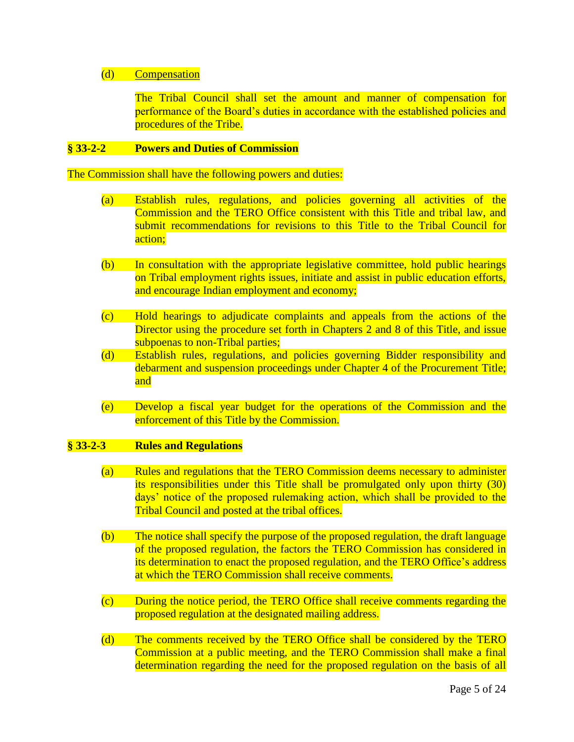(d) Compensation

The Tribal Council shall set the amount and manner of compensation for performance of the Board's duties in accordance with the established policies and procedures of the Tribe.

## § 33-2-2 Powers and Duties of Commission

The Commission shall have the following powers and duties:

(a) Establish rules, regulations, and policies governing all activities of the Commission and the TERO Office consistent with this Title and tribal law, and submit recommendations for revisions to this Title to the Tribal Council for action;

(b) In consultation with the appropriate legislative committee, hold public hearings on Tribal employment rights issues, initiate and assist in public education efforts, and encourage Indian employment and economy;

(c) Hold hearings to adjudicate complaints and appeals from the actions of the Director using the procedure set forth in Chapters 2 and 8 of this Title, and issue subpoenas to non-Tribal parties;

(d) Establish rules, regulations, and policies governing Bidder responsibility and debarment and suspension proceedings under Chapter 4 of the Procurement Title; and

(e) Develop a fiscal year budget for the operations of the Commission and the enforcement of this Title by the Commission.

## § 33-2-3 Rules and Regulations

(a) Rules and regulations that the TERO Commission deems necessary to administer its responsibilities under this Title shall be promulgated only upon thirty (30) days' notice of the proposed rulemaking action, which shall be provided to the Tribal Council and posted at the tribal offices.

(b) The notice shall specify the purpose of the proposed regulation, the draft language of the proposed regulation, the factors the TERO Commission has considered in its determination to enact the proposed regulation, and the TERO Office's address at which the TERO Commission shall receive comments.

(c) During the notice period, the TERO Office shall receive comments regarding the proposed regulation at the designated mailing address.

(d) The comments received by the TERO Office shall be considered by the TERO Commission at a public meeting, and the TERO Commission shall make a final determination regarding the need for the proposed regulation on the basis of all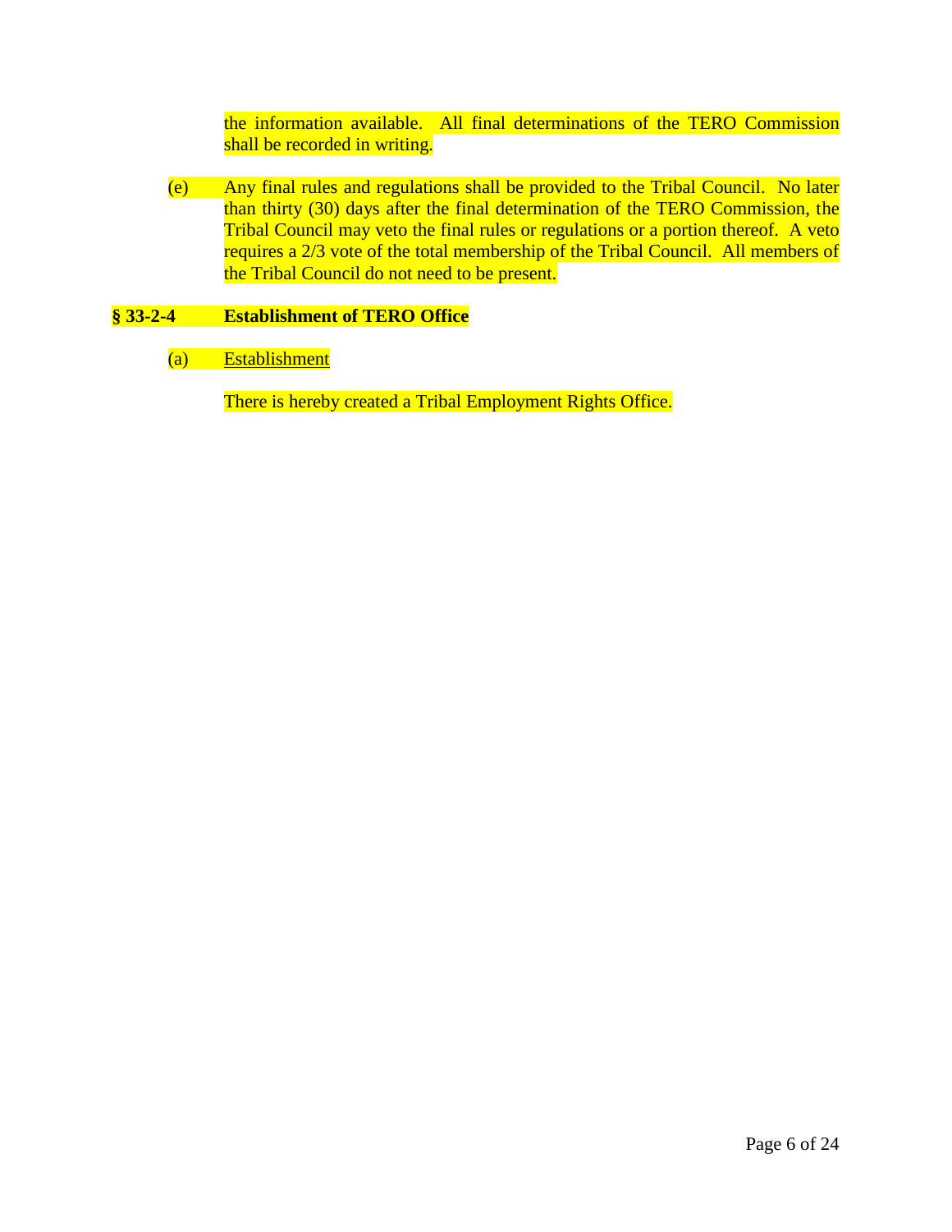the information available. All final determinations of the TERO Commission shall be recorded in writing.

(e) Any final rules and regulations shall be provided to the Tribal Council. No later than thirty (30) days after the final determination of the TERO Commission, the Tribal Council may veto the final rules or regulations or a portion thereof. A veto requires a 2/3 vote of the total membership of the Tribal Council. All members of the Tribal Council do not need to be present.

**§ 33-2-4 Establishment of TERO Office**

(a) Establishment

There is hereby created a Tribal Employment Rights Office.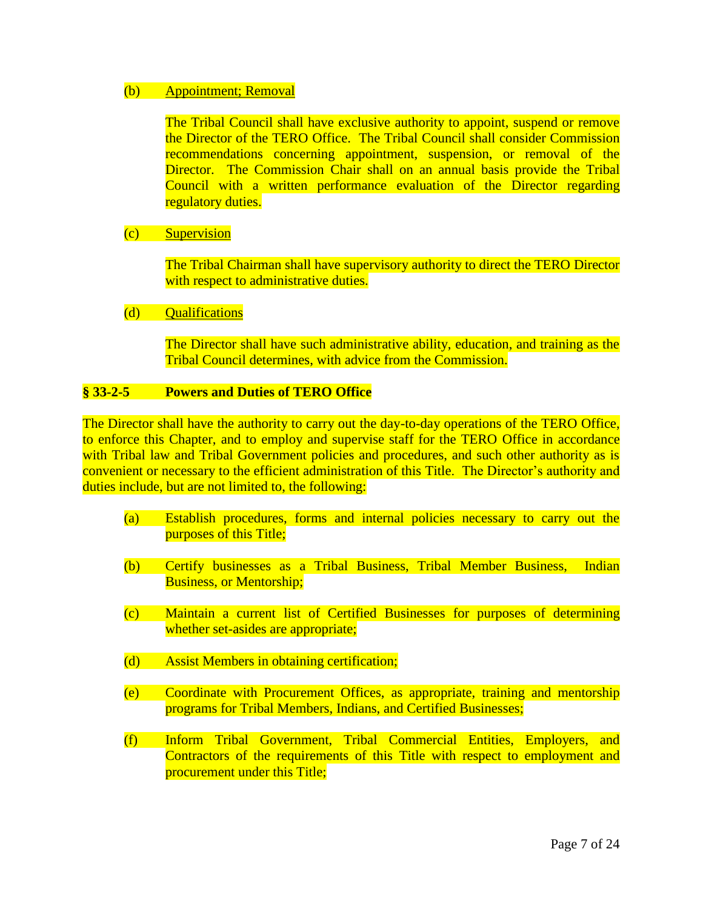(b) Appointment; Removal

The Tribal Council shall have exclusive authority to appoint, suspend or remove the Director of the TERO Office. The Tribal Council shall consider Commission recommendations concerning appointment, suspension, or removal of the Director. The Commission Chair shall on an annual basis provide the Tribal Council with a written performance evaluation of the Director regarding regulatory duties.

(c) Supervision

The Tribal Chairman shall have supervisory authority to direct the TERO Director with respect to administrative duties.

(d) Qualifications

The Director shall have such administrative ability, education, and training as the Tribal Council determines, with advice from the Commission.

## § 33-2-5 Powers and Duties of TERO Office

The Director shall have the authority to carry out the day-to-day operations of the TERO Office, to enforce this Chapter, and to employ and supervise staff for the TERO Office in accordance with Tribal law and Tribal Government policies and procedures, and such other authority as is convenient or necessary to the efficient administration of this Title. The Director's authority and duties include, but are not limited to, the following:

(a) Establish procedures, forms and internal policies necessary to carry out the purposes of this Title;

(b) Certify businesses as a Tribal Business, Tribal Member Business, Indian Business, or Mentorship;

(c) Maintain a current list of Certified Businesses for purposes of determining whether set-asides are appropriate;

(d) Assist Members in obtaining certification;

(e) Coordinate with Procurement Offices, as appropriate, training and mentorship programs for Tribal Members, Indians, and Certified Businesses;

(f) Inform Tribal Government, Tribal Commercial Entities, Employers, and Contractors of the requirements of this Title with respect to employment and procurement under this Title;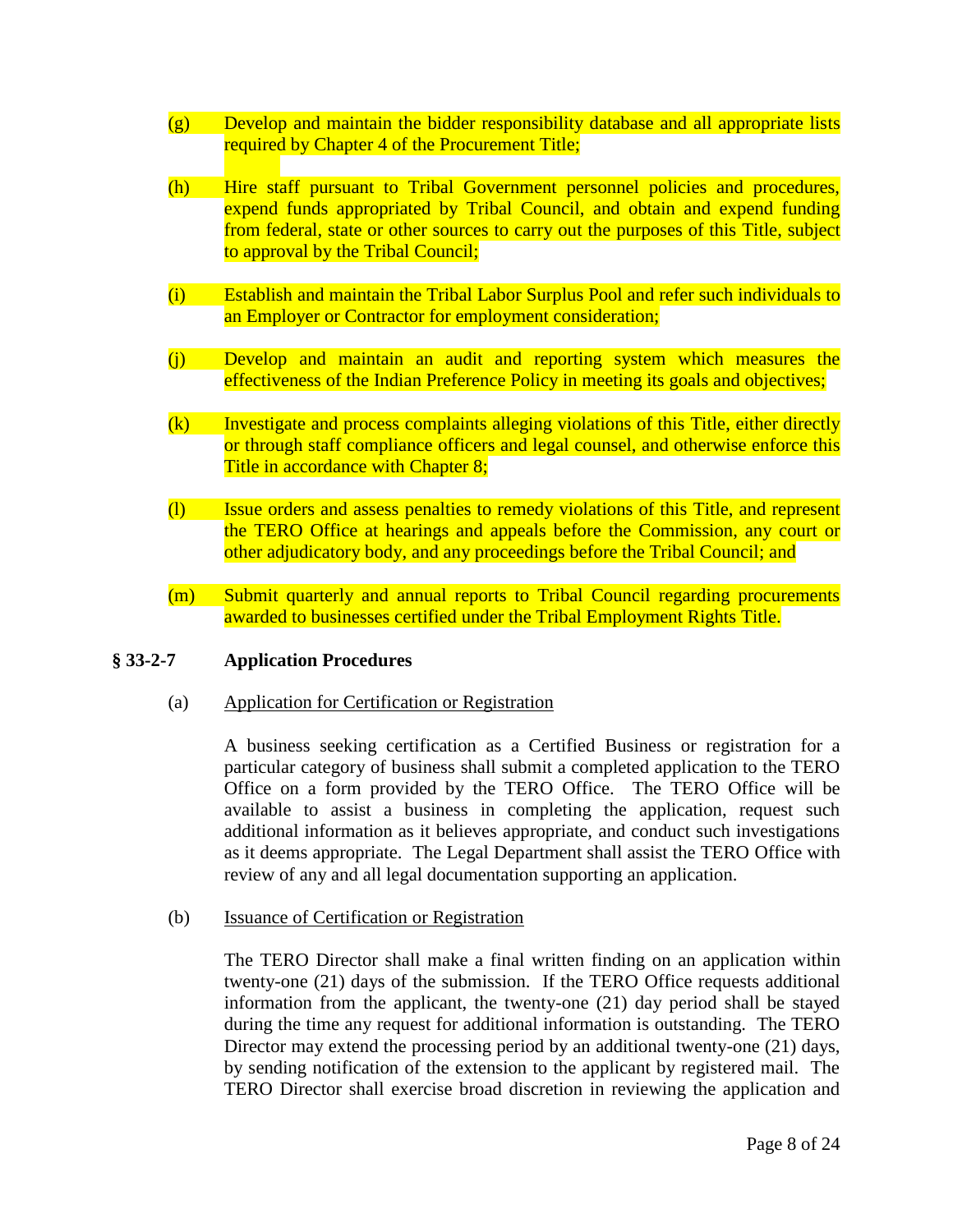(g) Develop and maintain the bidder responsibility database and all appropriate lists required by Chapter 4 of the Procurement Title;

(h) Hire staff pursuant to Tribal Government personnel policies and procedures, expend funds appropriated by Tribal Council, and obtain and expend funding from federal, state or other sources to carry out the purposes of this Title, subject to approval by the Tribal Council;

(i) Establish and maintain the Tribal Labor Surplus Pool and refer such individuals to an Employer or Contractor for employment consideration;

(j) Develop and maintain an audit and reporting system which measures the effectiveness of the Indian Preference Policy in meeting its goals and objectives;

(k) Investigate and process complaints alleging violations of this Title, either directly or through staff compliance officers and legal counsel, and otherwise enforce this Title in accordance with Chapter 8;

(l) Issue orders and assess penalties to remedy violations of this Title, and represent the TERO Office at hearings and appeals before the Commission, any court or other adjudicatory body, and any proceedings before the Tribal Council; and

(m) Submit quarterly and annual reports to Tribal Council regarding procurements awarded to businesses certified under the Tribal Employment Rights Title.

### § 33-2-7 Application Procedures

(a) Application for Certification or Registration

A business seeking certification as a Certified Business or registration for a particular category of business shall submit a completed application to the TERO Office on a form provided by the TERO Office. The TERO Office will be available to assist a business in completing the application, request such additional information as it believes appropriate, and conduct such investigations as it deems appropriate. The Legal Department shall assist the TERO Office with review of any and all legal documentation supporting an application.

(b) Issuance of Certification or Registration

The TERO Director shall make a final written finding on an application within twenty-one (21) days of the submission. If the TERO Office requests additional information from the applicant, the twenty-one (21) day period shall be stayed during the time any request for additional information is outstanding. The TERO Director may extend the processing period by an additional twenty-one (21) days, by sending notification of the extension to the applicant by registered mail. The TERO Director shall exercise broad discretion in reviewing the application and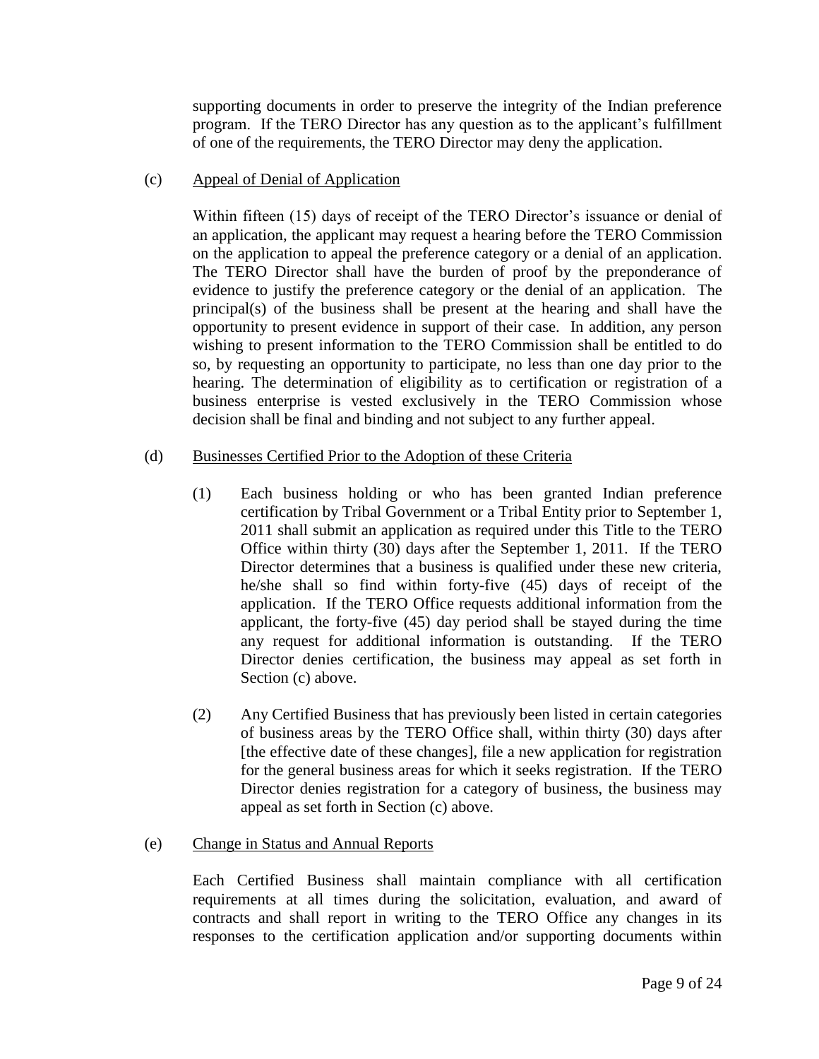supporting documents in order to preserve the integrity of the Indian preference program. If the TERO Director has any question as to the applicant's fulfillment of one of the requirements, the TERO Director may deny the application.

(c) Appeal of Denial of Application

Within fifteen (15) days of receipt of the TERO Director's issuance or denial of an application, the applicant may request a hearing before the TERO Commission on the application to appeal the preference category or a denial of an application. The TERO Director shall have the burden of proof by the preponderance of evidence to justify the preference category or the denial of an application. The principal(s) of the business shall be present at the hearing and shall have the opportunity to present evidence in support of their case. In addition, any person wishing to present information to the TERO Commission shall be entitled to do so, by requesting an opportunity to participate, no less than one day prior to the hearing. The determination of eligibility as to certification or registration of a business enterprise is vested exclusively in the TERO Commission whose decision shall be final and binding and not subject to any further appeal.

(d) Businesses Certified Prior to the Adoption of these Criteria

(1) Each business holding or who has been granted Indian preference certification by Tribal Government or a Tribal Entity prior to September 1, 2011 shall submit an application as required under this Title to the TERO Office within thirty (30) days after the September 1, 2011. If the TERO Director determines that a business is qualified under these new criteria, he/she shall so find within forty-five (45) days of receipt of the application. If the TERO Office requests additional information from the applicant, the forty-five (45) day period shall be stayed during the time any request for additional information is outstanding. If the TERO Director denies certification, the business may appeal as set forth in Section (c) above.

(2) Any Certified Business that has previously been listed in certain categories of business areas by the TERO Office shall, within thirty (30) days after [the effective date of these changes], file a new application for registration for the general business areas for which it seeks registration. If the TERO Director denies registration for a category of business, the business may appeal as set forth in Section (c) above.

(e) Change in Status and Annual Reports

Each Certified Business shall maintain compliance with all certification requirements at all times during the solicitation, evaluation, and award of contracts and shall report in writing to the TERO Office any changes in its responses to the certification application and/or supporting documents within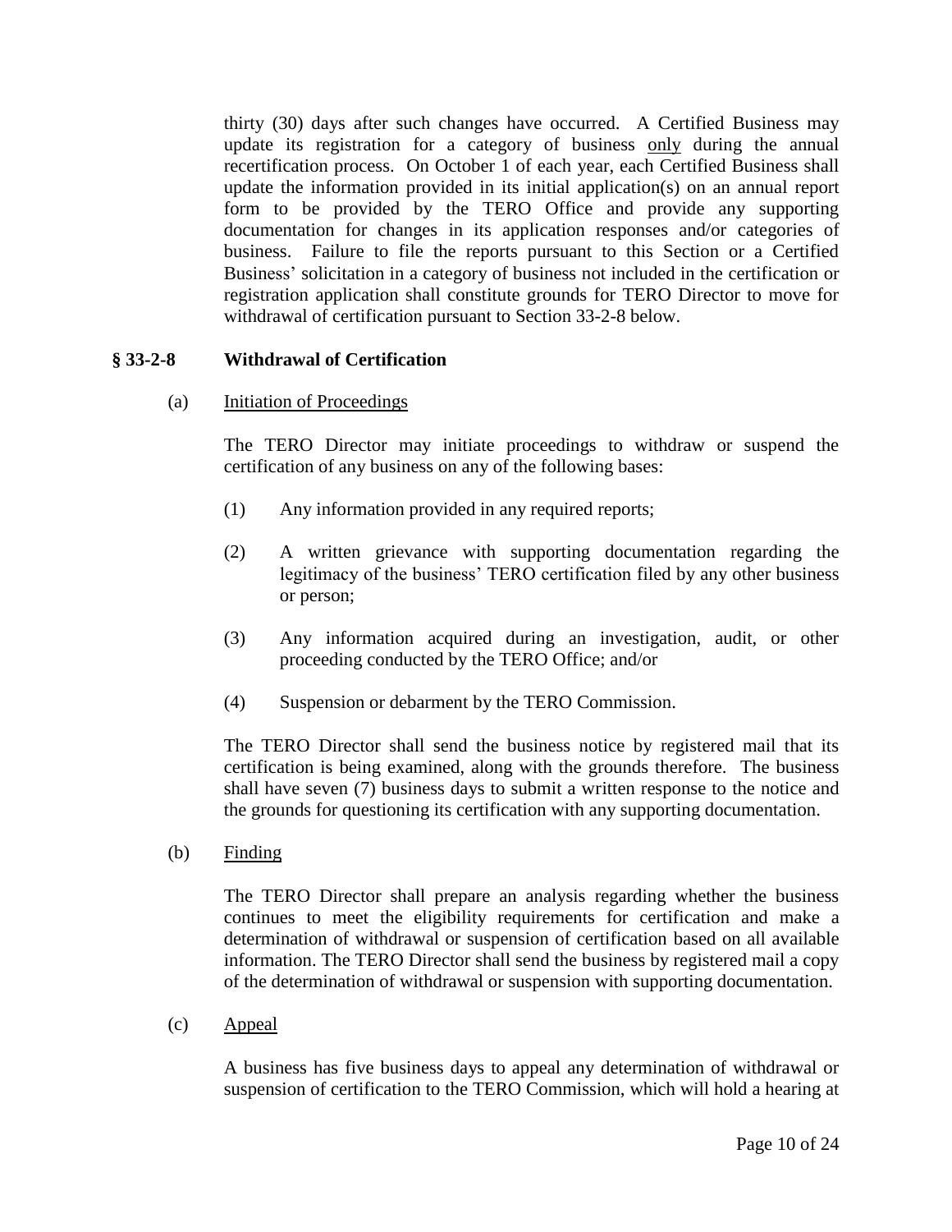thirty (30) days after such changes have occurred. A Certified Business may update its registration for a category of business <u>only</u> during the annual recertification process. On October 1 of each year, each Certified Business shall update the information provided in its initial application(s) on an annual report form to be provided by the TERO Office and provide any supporting documentation for changes in its application responses and/or categories of business. Failure to file the reports pursuant to this Section or a Certified Business' solicitation in a category of business not included in the certification or registration application shall constitute grounds for TERO Director to move for withdrawal of certification pursuant to Section 33-2-8 below.

### § 33-2-8 Withdrawal of Certification

(a) <u>Initiation of Proceedings</u>

The TERO Director may initiate proceedings to withdraw or suspend the certification of any business on any of the following bases:

(1) Any information provided in any required reports;

(2) A written grievance with supporting documentation regarding the legitimacy of the business' TERO certification filed by any other business or person;

(3) Any information acquired during an investigation, audit, or other proceeding conducted by the TERO Office; and/or

(4) Suspension or debarment by the TERO Commission.

The TERO Director shall send the business notice by registered mail that its certification is being examined, along with the grounds therefore. The business shall have seven (7) business days to submit a written response to the notice and the grounds for questioning its certification with any supporting documentation.

(b) <u>Finding</u>

The TERO Director shall prepare an analysis regarding whether the business continues to meet the eligibility requirements for certification and make a determination of withdrawal or suspension of certification based on all available information. The TERO Director shall send the business by registered mail a copy of the determination of withdrawal or suspension with supporting documentation.

(c) <u>Appeal</u>

A business has five business days to appeal any determination of withdrawal or suspension of certification to the TERO Commission, which will hold a hearing at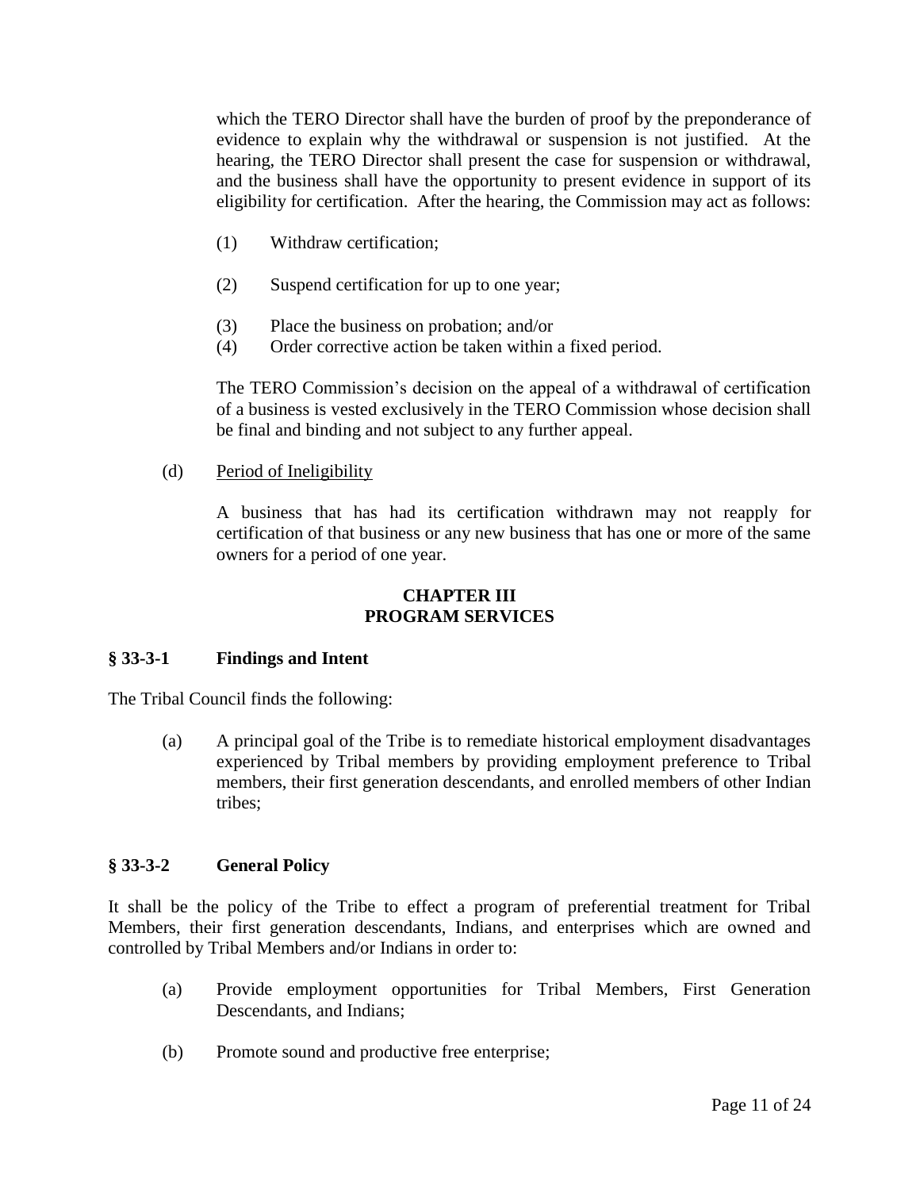which the TERO Director shall have the burden of proof by the preponderance of evidence to explain why the withdrawal or suspension is not justified. At the hearing, the TERO Director shall present the case for suspension or withdrawal, and the business shall have the opportunity to present evidence in support of its eligibility for certification. After the hearing, the Commission may act as follows:

(1) Withdraw certification;

(2) Suspend certification for up to one year;

(3) Place the business on probation; and/or

(4) Order corrective action be taken within a fixed period.

The TERO Commission's decision on the appeal of a withdrawal of certification of a business is vested exclusively in the TERO Commission whose decision shall be final and binding and not subject to any further appeal.

(d) Period of Ineligibility

A business that has had its certification withdrawn may not reapply for certification of that business or any new business that has one or more of the same owners for a period of one year.

## CHAPTER III
## PROGRAM SERVICES

### § 33-3-1 Findings and Intent

The Tribal Council finds the following:

(a) A principal goal of the Tribe is to remediate historical employment disadvantages experienced by Tribal members by providing employment preference to Tribal members, their first generation descendants, and enrolled members of other Indian tribes;

### § 33-3-2 General Policy

It shall be the policy of the Tribe to effect a program of preferential treatment for Tribal Members, their first generation descendants, Indians, and enterprises which are owned and controlled by Tribal Members and/or Indians in order to:

(a) Provide employment opportunities for Tribal Members, First Generation Descendants, and Indians;

(b) Promote sound and productive free enterprise;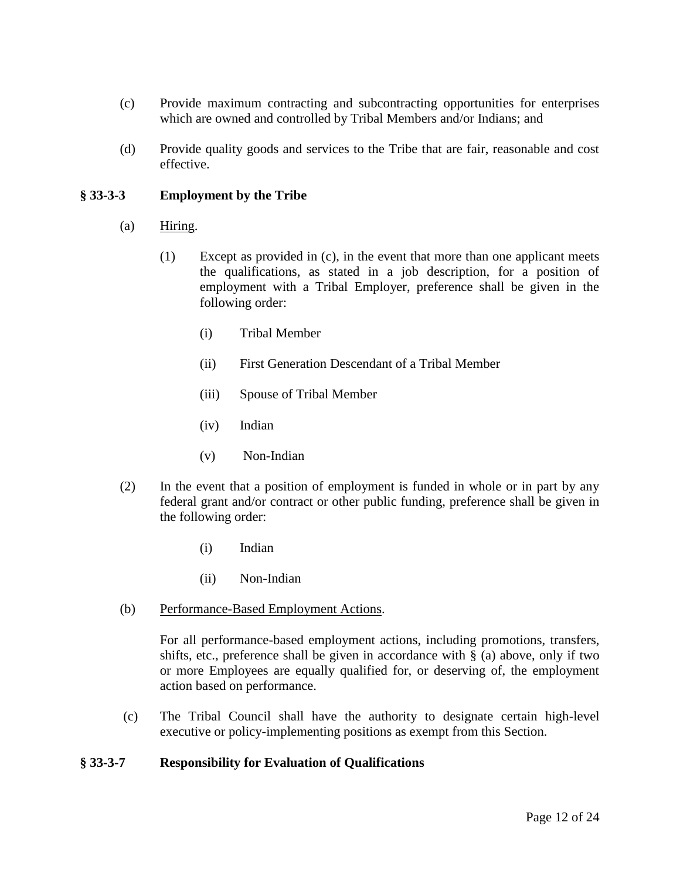(c) Provide maximum contracting and subcontracting opportunities for enterprises which are owned and controlled by Tribal Members and/or Indians; and

(d) Provide quality goods and services to the Tribe that are fair, reasonable and cost effective.

### § 33-3-3 Employment by the Tribe

(a) Hiring.

(1) Except as provided in (c), in the event that more than one applicant meets the qualifications, as stated in a job description, for a position of employment with a Tribal Employer, preference shall be given in the following order:

(i) Tribal Member

(ii) First Generation Descendant of a Tribal Member

(iii) Spouse of Tribal Member

(iv) Indian

(v) Non-Indian

(2) In the event that a position of employment is funded in whole or in part by any federal grant and/or contract or other public funding, preference shall be given in the following order:

(i) Indian

(ii) Non-Indian

(b) Performance-Based Employment Actions.

For all performance-based employment actions, including promotions, transfers, shifts, etc., preference shall be given in accordance with § (a) above, only if two or more Employees are equally qualified for, or deserving of, the employment action based on performance.

(c) The Tribal Council shall have the authority to designate certain high-level executive or policy-implementing positions as exempt from this Section.

### § 33-3-7 Responsibility for Evaluation of Qualifications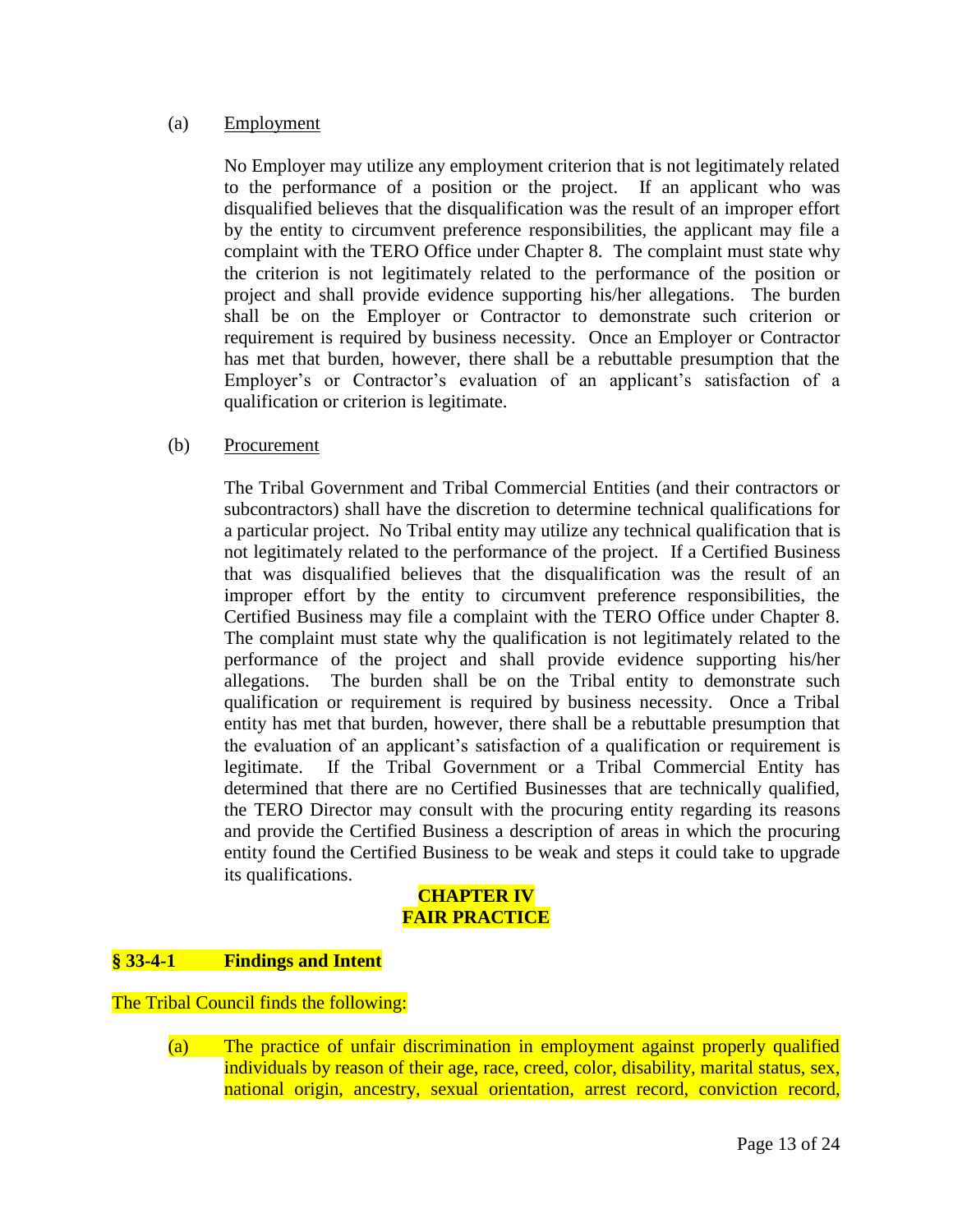(a) Employment

No Employer may utilize any employment criterion that is not legitimately related to the performance of a position or the project. If an applicant who was disqualified believes that the disqualification was the result of an improper effort by the entity to circumvent preference responsibilities, the applicant may file a complaint with the TERO Office under Chapter 8. The complaint must state why the criterion is not legitimately related to the performance of the position or project and shall provide evidence supporting his/her allegations. The burden shall be on the Employer or Contractor to demonstrate such criterion or requirement is required by business necessity. Once an Employer or Contractor has met that burden, however, there shall be a rebuttable presumption that the Employer's or Contractor's evaluation of an applicant's satisfaction of a qualification or criterion is legitimate.

(b) Procurement

The Tribal Government and Tribal Commercial Entities (and their contractors or subcontractors) shall have the discretion to determine technical qualifications for a particular project. No Tribal entity may utilize any technical qualification that is not legitimately related to the performance of the project. If a Certified Business that was disqualified believes that the disqualification was the result of an improper effort by the entity to circumvent preference responsibilities, the Certified Business may file a complaint with the TERO Office under Chapter 8. The complaint must state why the qualification is not legitimately related to the performance of the project and shall provide evidence supporting his/her allegations. The burden shall be on the Tribal entity to demonstrate such qualification or requirement is required by business necessity. Once a Tribal entity has met that burden, however, there shall be a rebuttable presumption that the evaluation of an applicant's satisfaction of a qualification or requirement is legitimate. If the Tribal Government or a Tribal Commercial Entity has determined that there are no Certified Businesses that are technically qualified, the TERO Director may consult with the procuring entity regarding its reasons and provide the Certified Business a description of areas in which the procuring entity found the Certified Business to be weak and steps it could take to upgrade its qualifications.

## CHAPTER IV
## FAIR PRACTICE

### § 33-4-1 Findings and Intent

The Tribal Council finds the following:

(a) The practice of unfair discrimination in employment against properly qualified individuals by reason of their age, race, creed, color, disability, marital status, sex, national origin, ancestry, sexual orientation, arrest record, conviction record,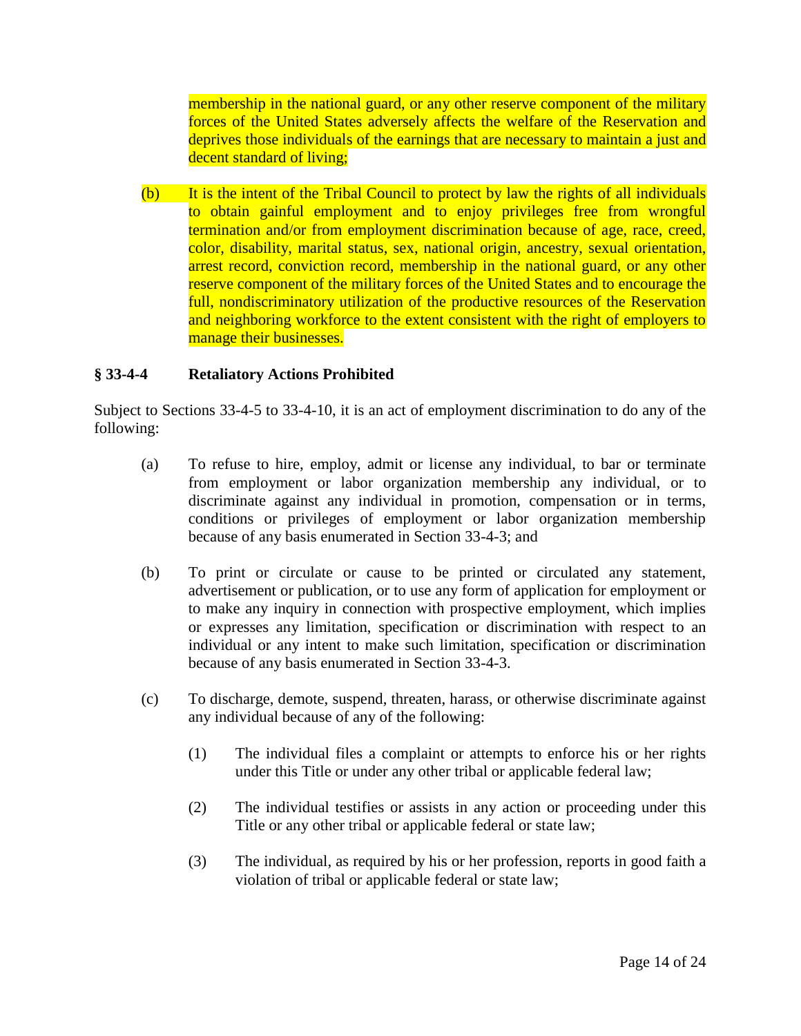membership in the national guard, or any other reserve component of the military forces of the United States adversely affects the welfare of the Reservation and deprives those individuals of the earnings that are necessary to maintain a just and decent standard of living;

(b) It is the intent of the Tribal Council to protect by law the rights of all individuals to obtain gainful employment and to enjoy privileges free from wrongful termination and/or from employment discrimination because of age, race, creed, color, disability, marital status, sex, national origin, ancestry, sexual orientation, arrest record, conviction record, membership in the national guard, or any other reserve component of the military forces of the United States and to encourage the full, nondiscriminatory utilization of the productive resources of the Reservation and neighboring workforce to the extent consistent with the right of employers to manage their businesses.

### § 33-4-4 Retaliatory Actions Prohibited

Subject to Sections 33-4-5 to 33-4-10, it is an act of employment discrimination to do any of the following:

(a) To refuse to hire, employ, admit or license any individual, to bar or terminate from employment or labor organization membership any individual, or to discriminate against any individual in promotion, compensation or in terms, conditions or privileges of employment or labor organization membership because of any basis enumerated in Section 33-4-3; and

(b) To print or circulate or cause to be printed or circulated any statement, advertisement or publication, or to use any form of application for employment or to make any inquiry in connection with prospective employment, which implies or expresses any limitation, specification or discrimination with respect to an individual or any intent to make such limitation, specification or discrimination because of any basis enumerated in Section 33-4-3.

(c) To discharge, demote, suspend, threaten, harass, or otherwise discriminate against any individual because of any of the following:

(1) The individual files a complaint or attempts to enforce his or her rights under this Title or under any other tribal or applicable federal law;

(2) The individual testifies or assists in any action or proceeding under this Title or any other tribal or applicable federal or state law;

(3) The individual, as required by his or her profession, reports in good faith a violation of tribal or applicable federal or state law;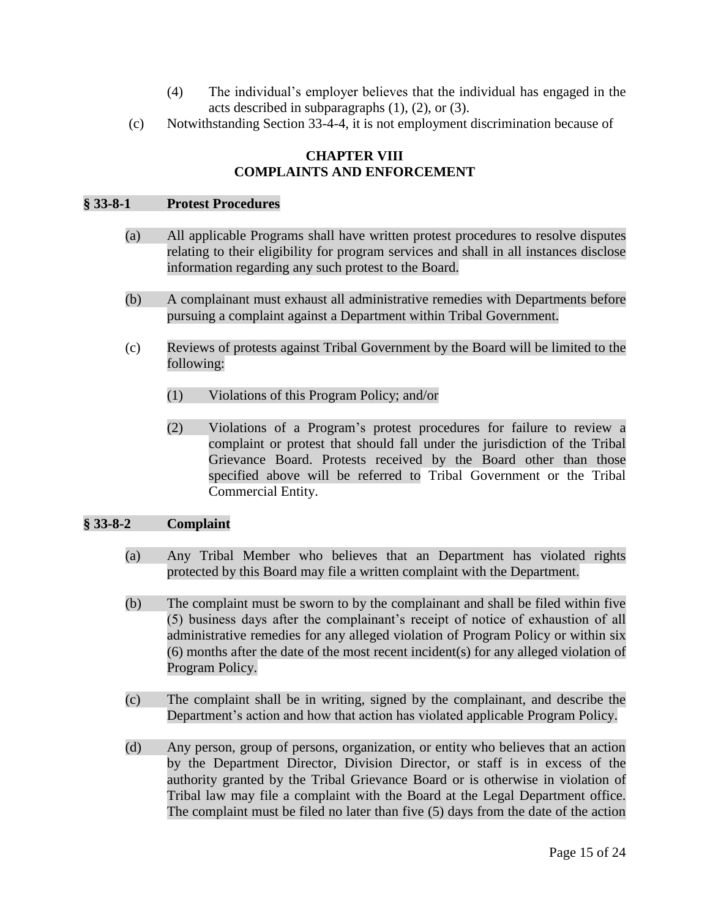(4) The individual's employer believes that the individual has engaged in the acts described in subparagraphs (1), (2), or (3).

(c) Notwithstanding Section 33-4-4, it is not employment discrimination because of

## CHAPTER VIII
## COMPLAINTS AND ENFORCEMENT

### § 33-8-1 Protest Procedures

(a) All applicable Programs shall have written protest procedures to resolve disputes relating to their eligibility for program services and shall in all instances disclose information regarding any such protest to the Board.

(b) A complainant must exhaust all administrative remedies with Departments before pursuing a complaint against a Department within Tribal Government.

(c) Reviews of protests against Tribal Government by the Board will be limited to the following:

(1) Violations of this Program Policy; and/or

(2) Violations of a Program's protest procedures for failure to review a complaint or protest that should fall under the jurisdiction of the Tribal Grievance Board. Protests received by the Board other than those specified above will be referred to Tribal Government or the Tribal Commercial Entity.

### § 33-8-2 Complaint

(a) Any Tribal Member who believes that an Department has violated rights protected by this Board may file a written complaint with the Department.

(b) The complaint must be sworn to by the complainant and shall be filed within five (5) business days after the complainant's receipt of notice of exhaustion of all administrative remedies for any alleged violation of Program Policy or within six (6) months after the date of the most recent incident(s) for any alleged violation of Program Policy.

(c) The complaint shall be in writing, signed by the complainant, and describe the Department's action and how that action has violated applicable Program Policy.

(d) Any person, group of persons, organization, or entity who believes that an action by the Department Director, Division Director, or staff is in excess of the authority granted by the Tribal Grievance Board or is otherwise in violation of Tribal law may file a complaint with the Board at the Legal Department office. The complaint must be filed no later than five (5) days from the date of the action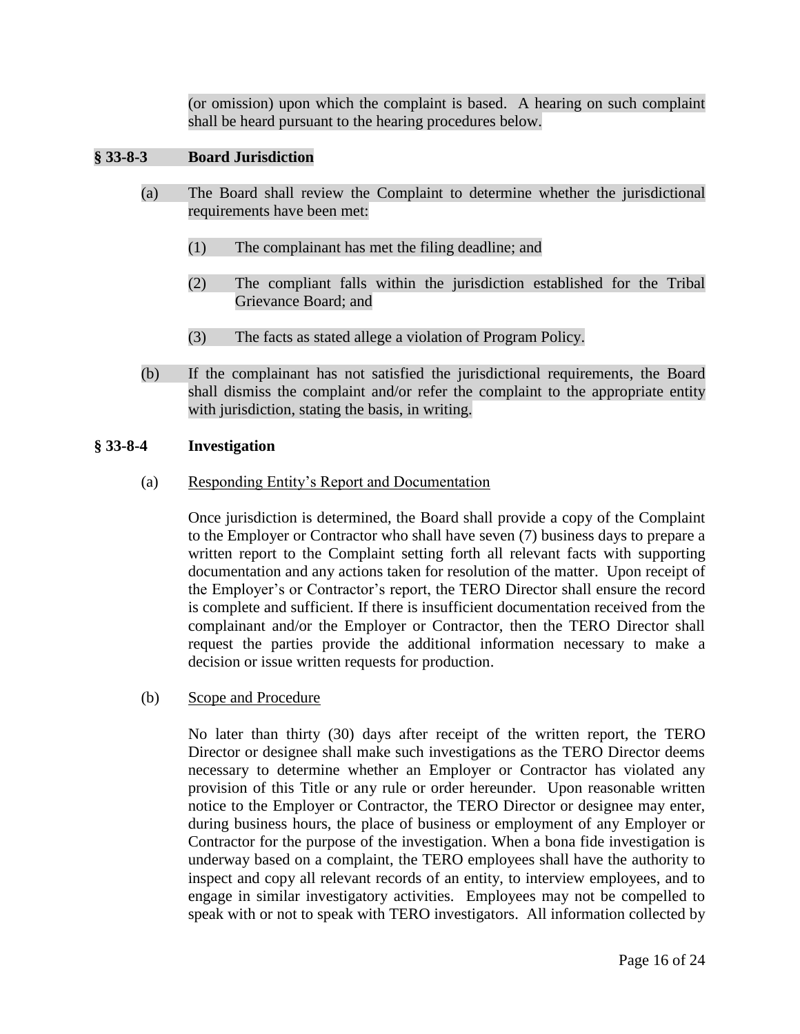(or omission) upon which the complaint is based. A hearing on such complaint shall be heard pursuant to the hearing procedures below.

### § 33-8-3 Board Jurisdiction

(a) The Board shall review the Complaint to determine whether the jurisdictional requirements have been met:

(1) The complainant has met the filing deadline; and

(2) The compliant falls within the jurisdiction established for the Tribal Grievance Board; and

(3) The facts as stated allege a violation of Program Policy.

(b) If the complainant has not satisfied the jurisdictional requirements, the Board shall dismiss the complaint and/or refer the complaint to the appropriate entity with jurisdiction, stating the basis, in writing.

### § 33-8-4 Investigation

(a) Responding Entity's Report and Documentation

Once jurisdiction is determined, the Board shall provide a copy of the Complaint to the Employer or Contractor who shall have seven (7) business days to prepare a written report to the Complaint setting forth all relevant facts with supporting documentation and any actions taken for resolution of the matter. Upon receipt of the Employer's or Contractor's report, the TERO Director shall ensure the record is complete and sufficient. If there is insufficient documentation received from the complainant and/or the Employer or Contractor, then the TERO Director shall request the parties provide the additional information necessary to make a decision or issue written requests for production.

(b) Scope and Procedure

No later than thirty (30) days after receipt of the written report, the TERO Director or designee shall make such investigations as the TERO Director deems necessary to determine whether an Employer or Contractor has violated any provision of this Title or any rule or order hereunder. Upon reasonable written notice to the Employer or Contractor, the TERO Director or designee may enter, during business hours, the place of business or employment of any Employer or Contractor for the purpose of the investigation. When a bona fide investigation is underway based on a complaint, the TERO employees shall have the authority to inspect and copy all relevant records of an entity, to interview employees, and to engage in similar investigatory activities. Employees may not be compelled to speak with or not to speak with TERO investigators. All information collected by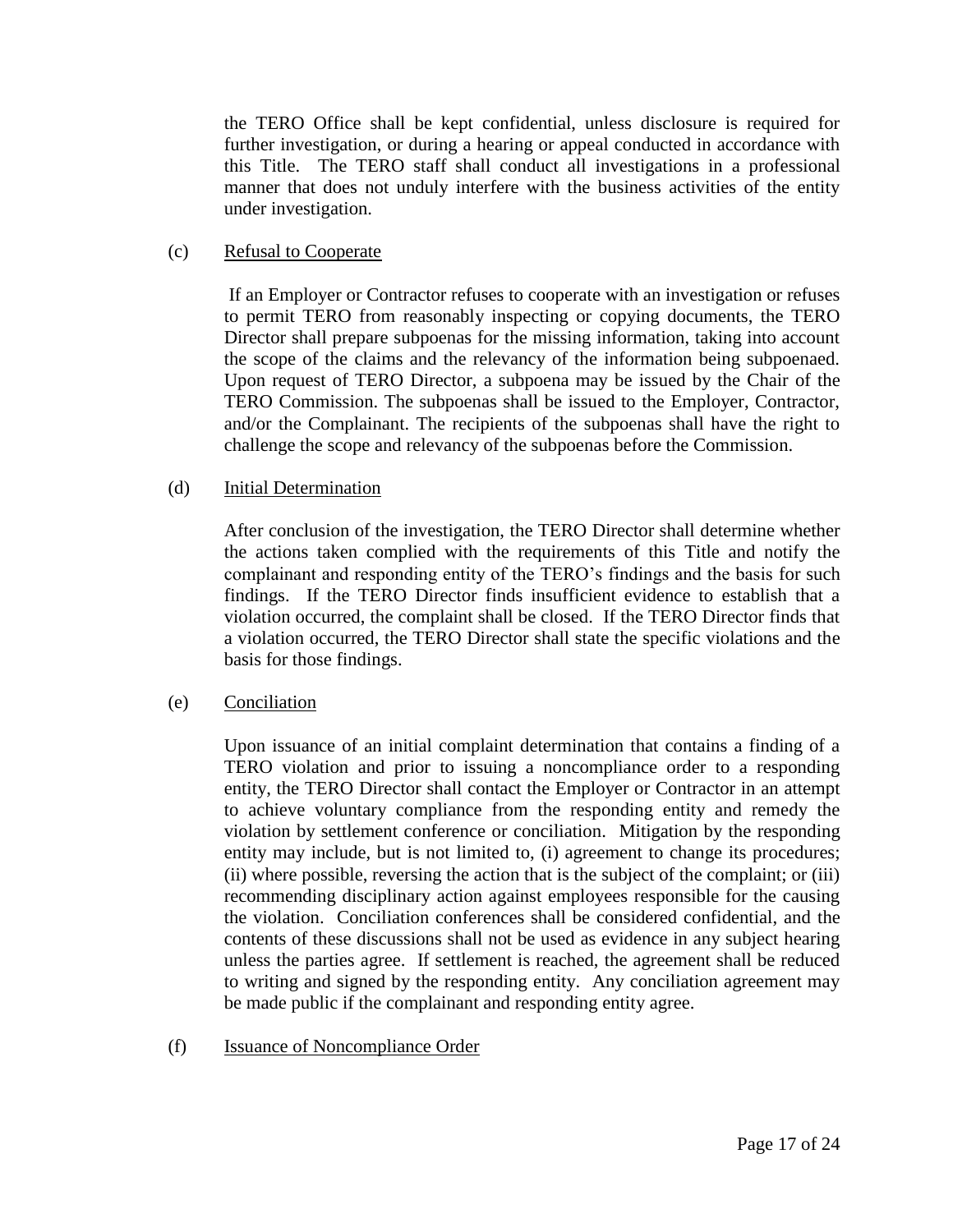the TERO Office shall be kept confidential, unless disclosure is required for further investigation, or during a hearing or appeal conducted in accordance with this Title. The TERO staff shall conduct all investigations in a professional manner that does not unduly interfere with the business activities of the entity under investigation.

(c) Refusal to Cooperate

If an Employer or Contractor refuses to cooperate with an investigation or refuses to permit TERO from reasonably inspecting or copying documents, the TERO Director shall prepare subpoenas for the missing information, taking into account the scope of the claims and the relevancy of the information being subpoenaed. Upon request of TERO Director, a subpoena may be issued by the Chair of the TERO Commission. The subpoenas shall be issued to the Employer, Contractor, and/or the Complainant. The recipients of the subpoenas shall have the right to challenge the scope and relevancy of the subpoenas before the Commission.

(d) Initial Determination

After conclusion of the investigation, the TERO Director shall determine whether the actions taken complied with the requirements of this Title and notify the complainant and responding entity of the TERO's findings and the basis for such findings. If the TERO Director finds insufficient evidence to establish that a violation occurred, the complaint shall be closed. If the TERO Director finds that a violation occurred, the TERO Director shall state the specific violations and the basis for those findings.

(e) Conciliation

Upon issuance of an initial complaint determination that contains a finding of a TERO violation and prior to issuing a noncompliance order to a responding entity, the TERO Director shall contact the Employer or Contractor in an attempt to achieve voluntary compliance from the responding entity and remedy the violation by settlement conference or conciliation. Mitigation by the responding entity may include, but is not limited to, (i) agreement to change its procedures; (ii) where possible, reversing the action that is the subject of the complaint; or (iii) recommending disciplinary action against employees responsible for the causing the violation. Conciliation conferences shall be considered confidential, and the contents of these discussions shall not be used as evidence in any subject hearing unless the parties agree. If settlement is reached, the agreement shall be reduced to writing and signed by the responding entity. Any conciliation agreement may be made public if the complainant and responding entity agree.

(f) Issuance of Noncompliance Order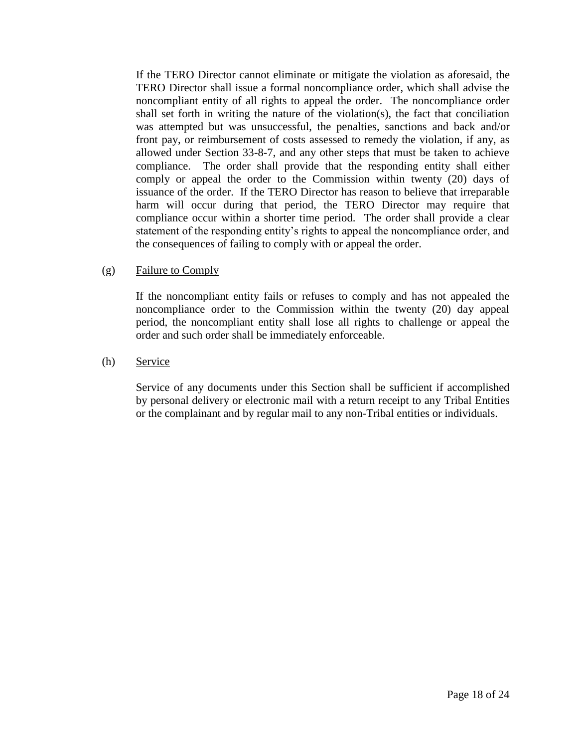If the TERO Director cannot eliminate or mitigate the violation as aforesaid, the TERO Director shall issue a formal noncompliance order, which shall advise the noncompliant entity of all rights to appeal the order. The noncompliance order shall set forth in writing the nature of the violation(s), the fact that conciliation was attempted but was unsuccessful, the penalties, sanctions and back and/or front pay, or reimbursement of costs assessed to remedy the violation, if any, as allowed under Section 33-8-7, and any other steps that must be taken to achieve compliance. The order shall provide that the responding entity shall either comply or appeal the order to the Commission within twenty (20) days of issuance of the order. If the TERO Director has reason to believe that irreparable harm will occur during that period, the TERO Director may require that compliance occur within a shorter time period. The order shall provide a clear statement of the responding entity's rights to appeal the noncompliance order, and the consequences of failing to comply with or appeal the order.

(g) Failure to Comply

If the noncompliant entity fails or refuses to comply and has not appealed the noncompliance order to the Commission within the twenty (20) day appeal period, the noncompliant entity shall lose all rights to challenge or appeal the order and such order shall be immediately enforceable.

(h) Service

Service of any documents under this Section shall be sufficient if accomplished by personal delivery or electronic mail with a return receipt to any Tribal Entities or the complainant and by regular mail to any non-Tribal entities or individuals.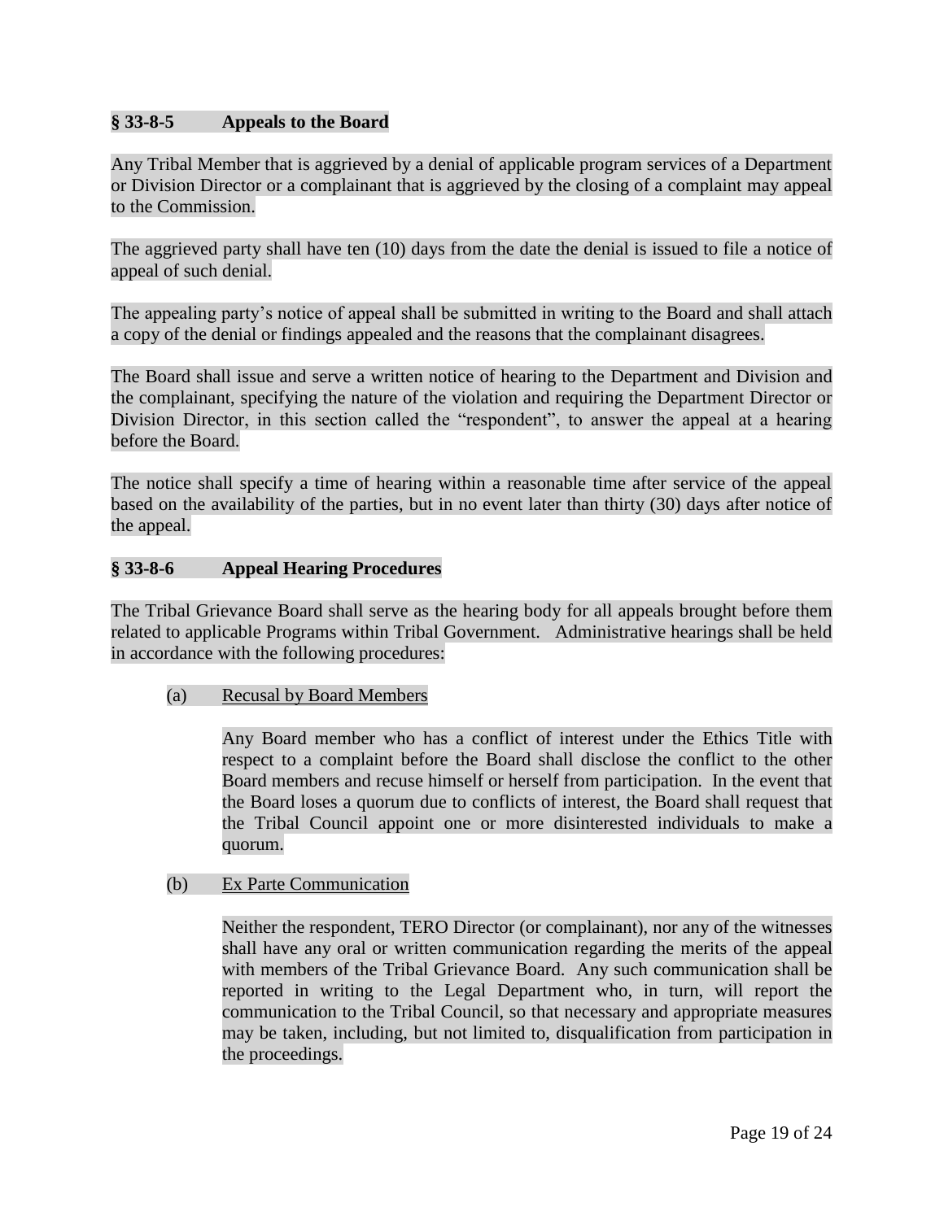### § 33-8-5 Appeals to the Board

Any Tribal Member that is aggrieved by a denial of applicable program services of a Department or Division Director or a complainant that is aggrieved by the closing of a complaint may appeal to the Commission.

The aggrieved party shall have ten (10) days from the date the denial is issued to file a notice of appeal of such denial.

The appealing party's notice of appeal shall be submitted in writing to the Board and shall attach a copy of the denial or findings appealed and the reasons that the complainant disagrees.

The Board shall issue and serve a written notice of hearing to the Department and Division and the complainant, specifying the nature of the violation and requiring the Department Director or Division Director, in this section called the "respondent", to answer the appeal at a hearing before the Board.

The notice shall specify a time of hearing within a reasonable time after service of the appeal based on the availability of the parties, but in no event later than thirty (30) days after notice of the appeal.

### § 33-8-6 Appeal Hearing Procedures

The Tribal Grievance Board shall serve as the hearing body for all appeals brought before them related to applicable Programs within Tribal Government. Administrative hearings shall be held in accordance with the following procedures:

(a) Recusal by Board Members

Any Board member who has a conflict of interest under the Ethics Title with respect to a complaint before the Board shall disclose the conflict to the other Board members and recuse himself or herself from participation. In the event that the Board loses a quorum due to conflicts of interest, the Board shall request that the Tribal Council appoint one or more disinterested individuals to make a quorum.

(b) Ex Parte Communication

Neither the respondent, TERO Director (or complainant), nor any of the witnesses shall have any oral or written communication regarding the merits of the appeal with members of the Tribal Grievance Board. Any such communication shall be reported in writing to the Legal Department who, in turn, will report the communication to the Tribal Council, so that necessary and appropriate measures may be taken, including, but not limited to, disqualification from participation in the proceedings.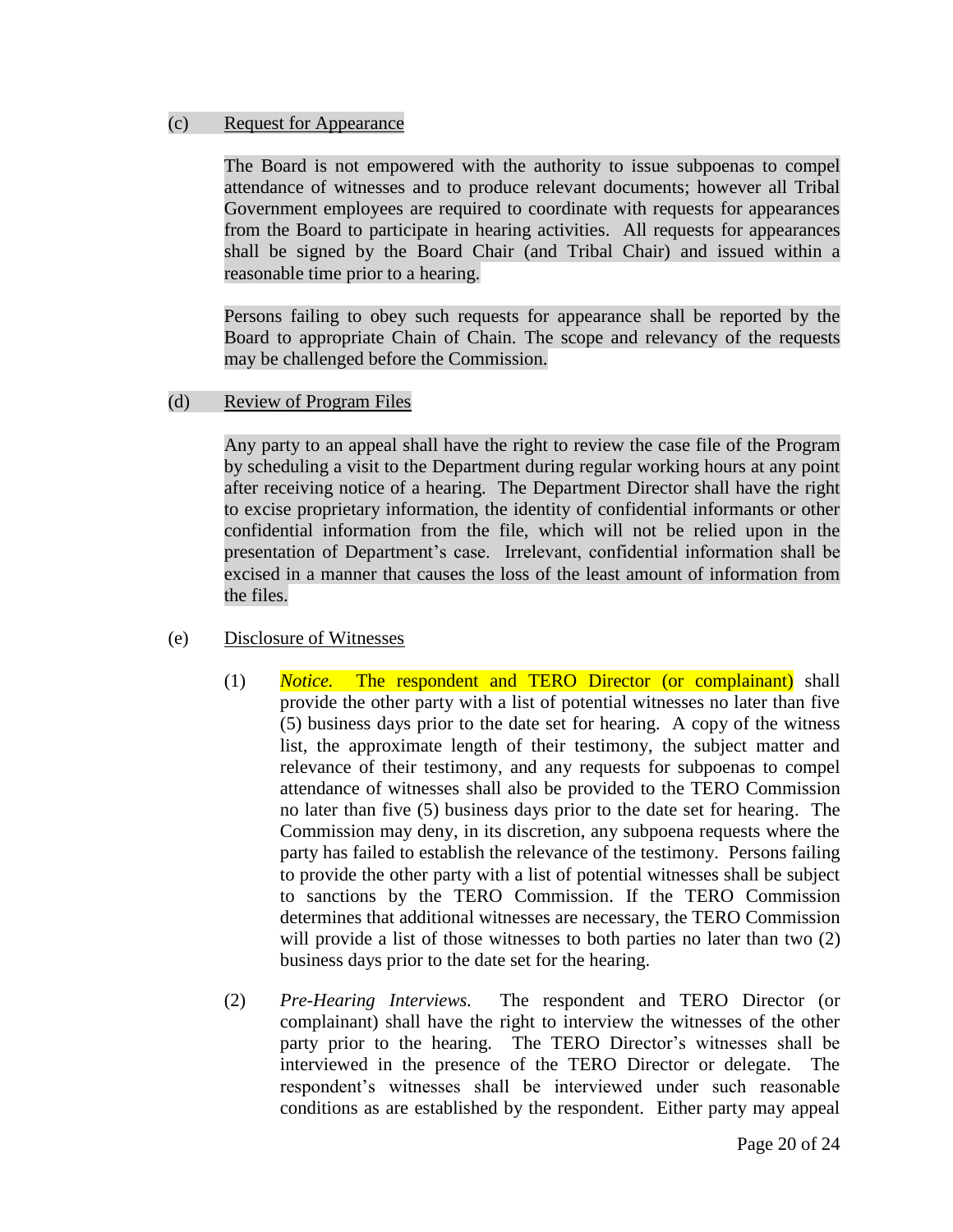(c) Request for Appearance

The Board is not empowered with the authority to issue subpoenas to compel attendance of witnesses and to produce relevant documents; however all Tribal Government employees are required to coordinate with requests for appearances from the Board to participate in hearing activities. All requests for appearances shall be signed by the Board Chair (and Tribal Chair) and issued within a reasonable time prior to a hearing.

Persons failing to obey such requests for appearance shall be reported by the Board to appropriate Chain of Chain. The scope and relevancy of the requests may be challenged before the Commission.

(d) Review of Program Files

Any party to an appeal shall have the right to review the case file of the Program by scheduling a visit to the Department during regular working hours at any point after receiving notice of a hearing. The Department Director shall have the right to excise proprietary information, the identity of confidential informants or other confidential information from the file, which will not be relied upon in the presentation of Department's case. Irrelevant, confidential information shall be excised in a manner that causes the loss of the least amount of information from the files.

(e) Disclosure of Witnesses

(1) *Notice.* The respondent and TERO Director (or complainant) shall provide the other party with a list of potential witnesses no later than five (5) business days prior to the date set for hearing. A copy of the witness list, the approximate length of their testimony, the subject matter and relevance of their testimony, and any requests for subpoenas to compel attendance of witnesses shall also be provided to the TERO Commission no later than five (5) business days prior to the date set for hearing. The Commission may deny, in its discretion, any subpoena requests where the party has failed to establish the relevance of the testimony. Persons failing to provide the other party with a list of potential witnesses shall be subject to sanctions by the TERO Commission. If the TERO Commission determines that additional witnesses are necessary, the TERO Commission will provide a list of those witnesses to both parties no later than two (2) business days prior to the date set for the hearing.

(2) *Pre-Hearing Interviews.* The respondent and TERO Director (or complainant) shall have the right to interview the witnesses of the other party prior to the hearing. The TERO Director's witnesses shall be interviewed in the presence of the TERO Director or delegate. The respondent's witnesses shall be interviewed under such reasonable conditions as are established by the respondent. Either party may appeal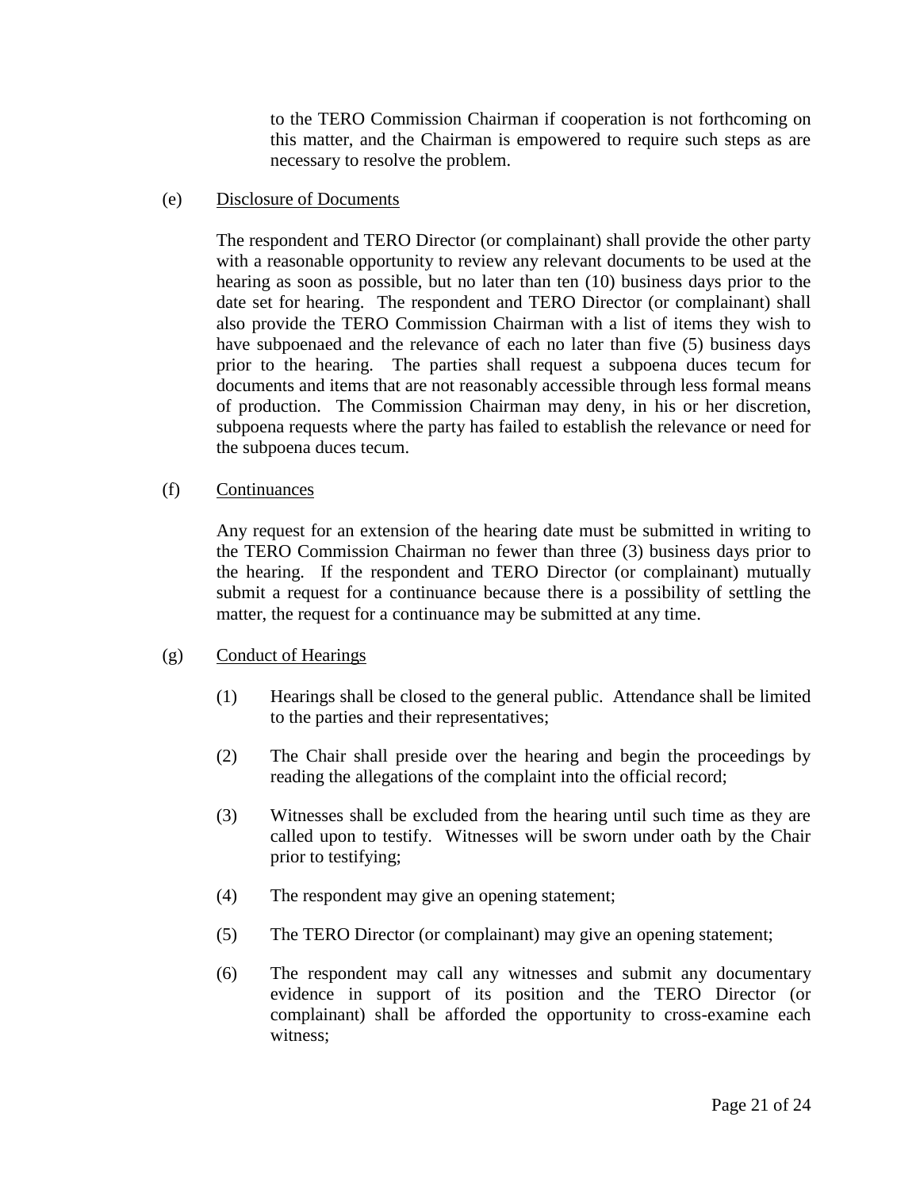to the TERO Commission Chairman if cooperation is not forthcoming on this matter, and the Chairman is empowered to require such steps as are necessary to resolve the problem.

(e) Disclosure of Documents

The respondent and TERO Director (or complainant) shall provide the other party with a reasonable opportunity to review any relevant documents to be used at the hearing as soon as possible, but no later than ten (10) business days prior to the date set for hearing. The respondent and TERO Director (or complainant) shall also provide the TERO Commission Chairman with a list of items they wish to have subpoenaed and the relevance of each no later than five (5) business days prior to the hearing. The parties shall request a subpoena duces tecum for documents and items that are not reasonably accessible through less formal means of production. The Commission Chairman may deny, in his or her discretion, subpoena requests where the party has failed to establish the relevance or need for the subpoena duces tecum.

(f) Continuances

Any request for an extension of the hearing date must be submitted in writing to the TERO Commission Chairman no fewer than three (3) business days prior to the hearing. If the respondent and TERO Director (or complainant) mutually submit a request for a continuance because there is a possibility of settling the matter, the request for a continuance may be submitted at any time.

(g) Conduct of Hearings

(1) Hearings shall be closed to the general public. Attendance shall be limited to the parties and their representatives;

(2) The Chair shall preside over the hearing and begin the proceedings by reading the allegations of the complaint into the official record;

(3) Witnesses shall be excluded from the hearing until such time as they are called upon to testify. Witnesses will be sworn under oath by the Chair prior to testifying;

(4) The respondent may give an opening statement;

(5) The TERO Director (or complainant) may give an opening statement;

(6) The respondent may call any witnesses and submit any documentary evidence in support of its position and the TERO Director (or complainant) shall be afforded the opportunity to cross-examine each witness;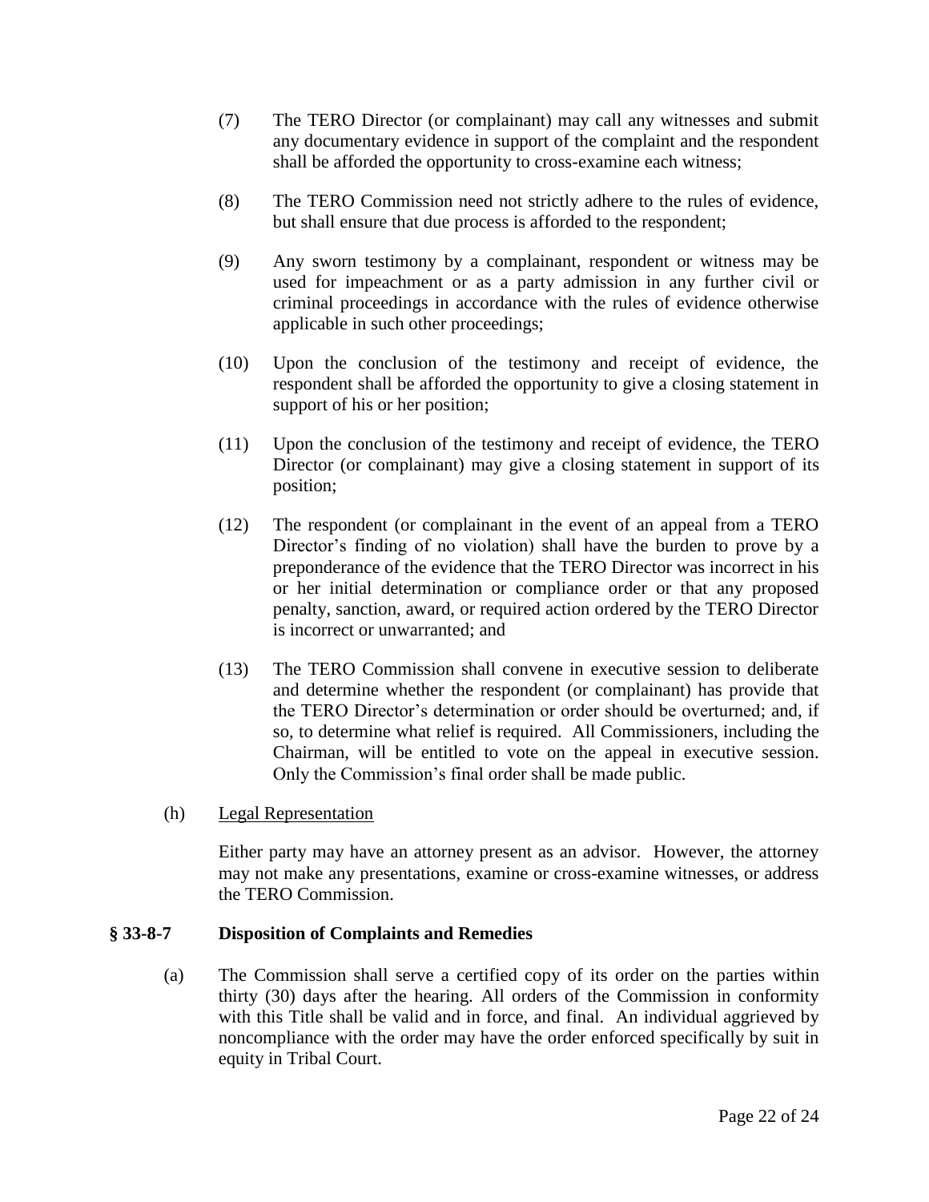(7) The TERO Director (or complainant) may call any witnesses and submit any documentary evidence in support of the complaint and the respondent shall be afforded the opportunity to cross-examine each witness;

(8) The TERO Commission need not strictly adhere to the rules of evidence, but shall ensure that due process is afforded to the respondent;

(9) Any sworn testimony by a complainant, respondent or witness may be used for impeachment or as a party admission in any further civil or criminal proceedings in accordance with the rules of evidence otherwise applicable in such other proceedings;

(10) Upon the conclusion of the testimony and receipt of evidence, the respondent shall be afforded the opportunity to give a closing statement in support of his or her position;

(11) Upon the conclusion of the testimony and receipt of evidence, the TERO Director (or complainant) may give a closing statement in support of its position;

(12) The respondent (or complainant in the event of an appeal from a TERO Director's finding of no violation) shall have the burden to prove by a preponderance of the evidence that the TERO Director was incorrect in his or her initial determination or compliance order or that any proposed penalty, sanction, award, or required action ordered by the TERO Director is incorrect or unwarranted; and

(13) The TERO Commission shall convene in executive session to deliberate and determine whether the respondent (or complainant) has provide that the TERO Director's determination or order should be overturned; and, if so, to determine what relief is required. All Commissioners, including the Chairman, will be entitled to vote on the appeal in executive session. Only the Commission's final order shall be made public.

(h) Legal Representation

Either party may have an attorney present as an advisor. However, the attorney may not make any presentations, examine or cross-examine witnesses, or address the TERO Commission.

### § 33-8-7 Disposition of Complaints and Remedies

(a) The Commission shall serve a certified copy of its order on the parties within thirty (30) days after the hearing. All orders of the Commission in conformity with this Title shall be valid and in force, and final. An individual aggrieved by noncompliance with the order may have the order enforced specifically by suit in equity in Tribal Court.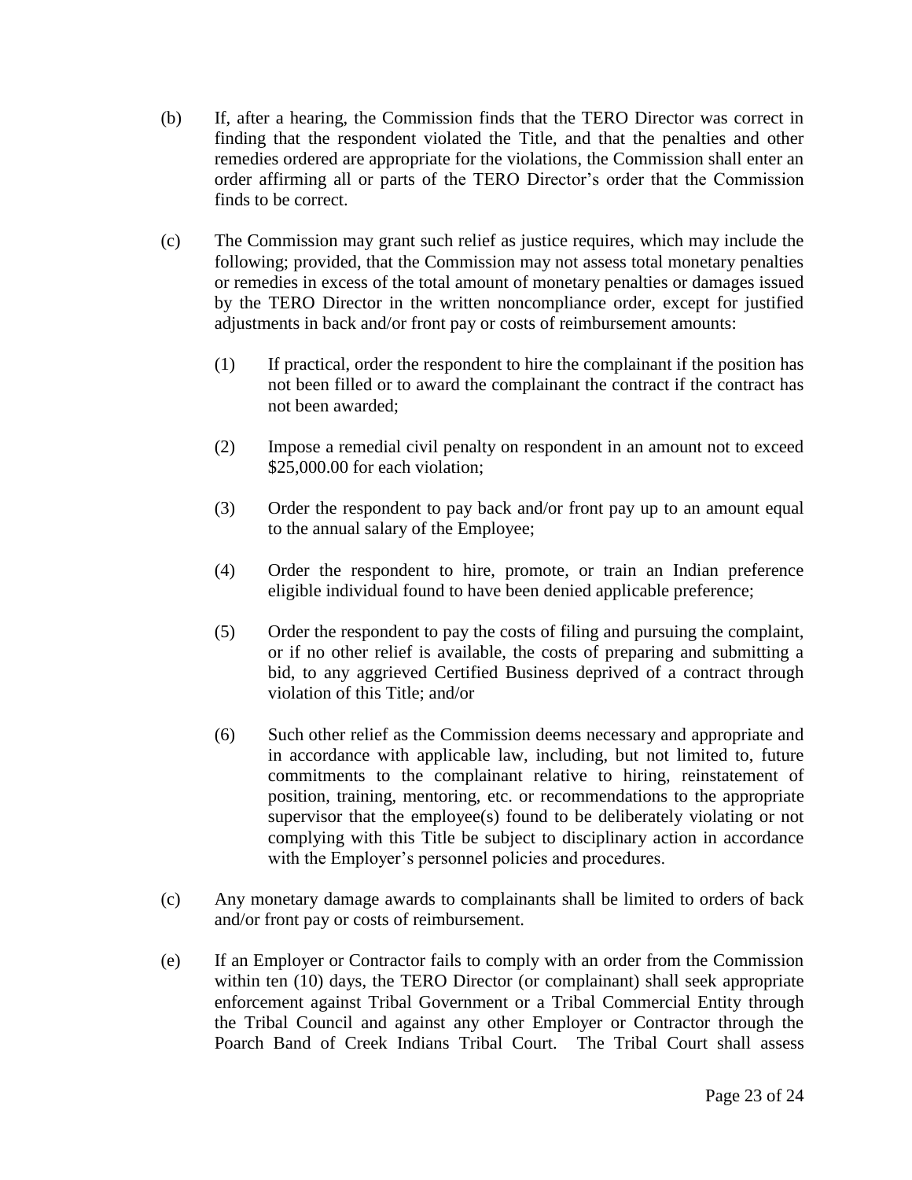(b) If, after a hearing, the Commission finds that the TERO Director was correct in finding that the respondent violated the Title, and that the penalties and other remedies ordered are appropriate for the violations, the Commission shall enter an order affirming all or parts of the TERO Director's order that the Commission finds to be correct.

(c) The Commission may grant such relief as justice requires, which may include the following; provided, that the Commission may not assess total monetary penalties or remedies in excess of the total amount of monetary penalties or damages issued by the TERO Director in the written noncompliance order, except for justified adjustments in back and/or front pay or costs of reimbursement amounts:

  (1) If practical, order the respondent to hire the complainant if the position has not been filled or to award the complainant the contract if the contract has not been awarded;

  (2) Impose a remedial civil penalty on respondent in an amount not to exceed $25,000.00 for each violation;

  (3) Order the respondent to pay back and/or front pay up to an amount equal to the annual salary of the Employee;

  (4) Order the respondent to hire, promote, or train an Indian preference eligible individual found to have been denied applicable preference;

  (5) Order the respondent to pay the costs of filing and pursuing the complaint, or if no other relief is available, the costs of preparing and submitting a bid, to any aggrieved Certified Business deprived of a contract through violation of this Title; and/or

  (6) Such other relief as the Commission deems necessary and appropriate and in accordance with applicable law, including, but not limited to, future commitments to the complainant relative to hiring, reinstatement of position, training, mentoring, etc. or recommendations to the appropriate supervisor that the employee(s) found to be deliberately violating or not complying with this Title be subject to disciplinary action in accordance with the Employer's personnel policies and procedures.

(c) Any monetary damage awards to complainants shall be limited to orders of back and/or front pay or costs of reimbursement.

(e) If an Employer or Contractor fails to comply with an order from the Commission within ten (10) days, the TERO Director (or complainant) shall seek appropriate enforcement against Tribal Government or a Tribal Commercial Entity through the Tribal Council and against any other Employer or Contractor through the Poarch Band of Creek Indians Tribal Court. The Tribal Court shall assess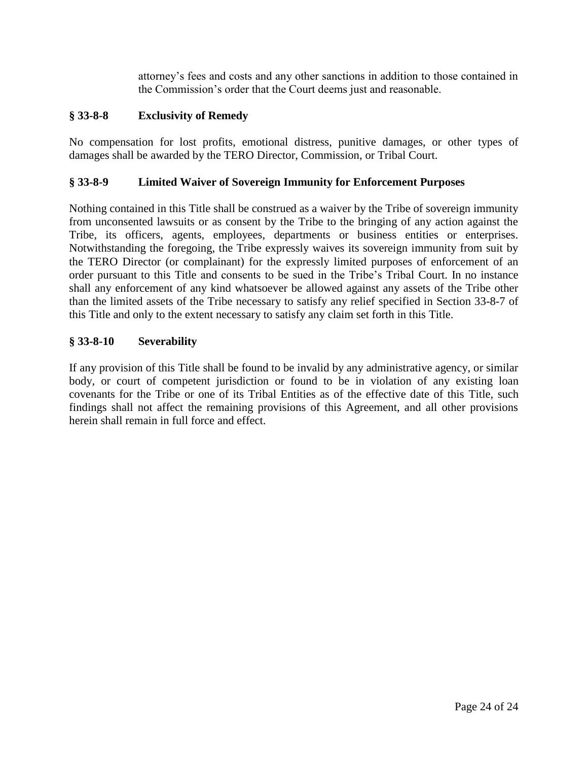attorney's fees and costs and any other sanctions in addition to those contained in the Commission's order that the Court deems just and reasonable.

### § 33-8-8 Exclusivity of Remedy

No compensation for lost profits, emotional distress, punitive damages, or other types of damages shall be awarded by the TERO Director, Commission, or Tribal Court.

### § 33-8-9 Limited Waiver of Sovereign Immunity for Enforcement Purposes

Nothing contained in this Title shall be construed as a waiver by the Tribe of sovereign immunity from unconsented lawsuits or as consent by the Tribe to the bringing of any action against the Tribe, its officers, agents, employees, departments or business entities or enterprises. Notwithstanding the foregoing, the Tribe expressly waives its sovereign immunity from suit by the TERO Director (or complainant) for the expressly limited purposes of enforcement of an order pursuant to this Title and consents to be sued in the Tribe's Tribal Court. In no instance shall any enforcement of any kind whatsoever be allowed against any assets of the Tribe other than the limited assets of the Tribe necessary to satisfy any relief specified in Section 33-8-7 of this Title and only to the extent necessary to satisfy any claim set forth in this Title.

### § 33-8-10 Severability

If any provision of this Title shall be found to be invalid by any administrative agency, or similar body, or court of competent jurisdiction or found to be in violation of any existing loan covenants for the Tribe or one of its Tribal Entities as of the effective date of this Title, such findings shall not affect the remaining provisions of this Agreement, and all other provisions herein shall remain in full force and effect.